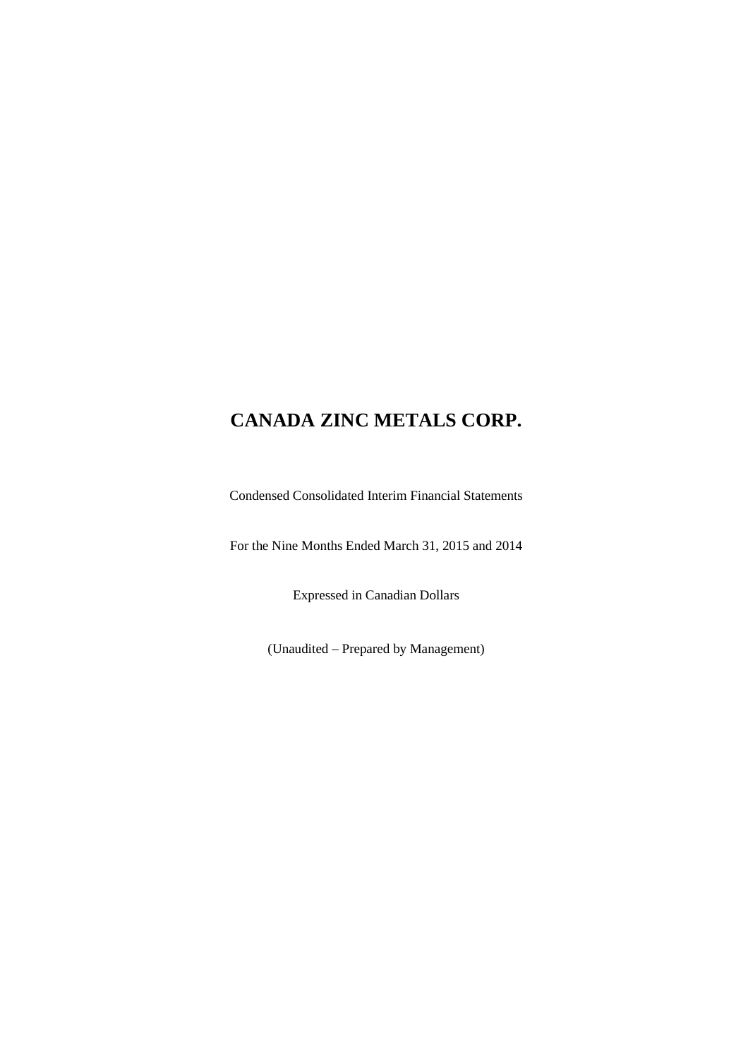# CANADA ZINC METALS CORP.

Condensed Consolidated Interim Financial Statements

For the Nine Months Ended March 31, 2015 and 2014

Expressed in Canadian Dollars

(Unaudited – Prepared by Management)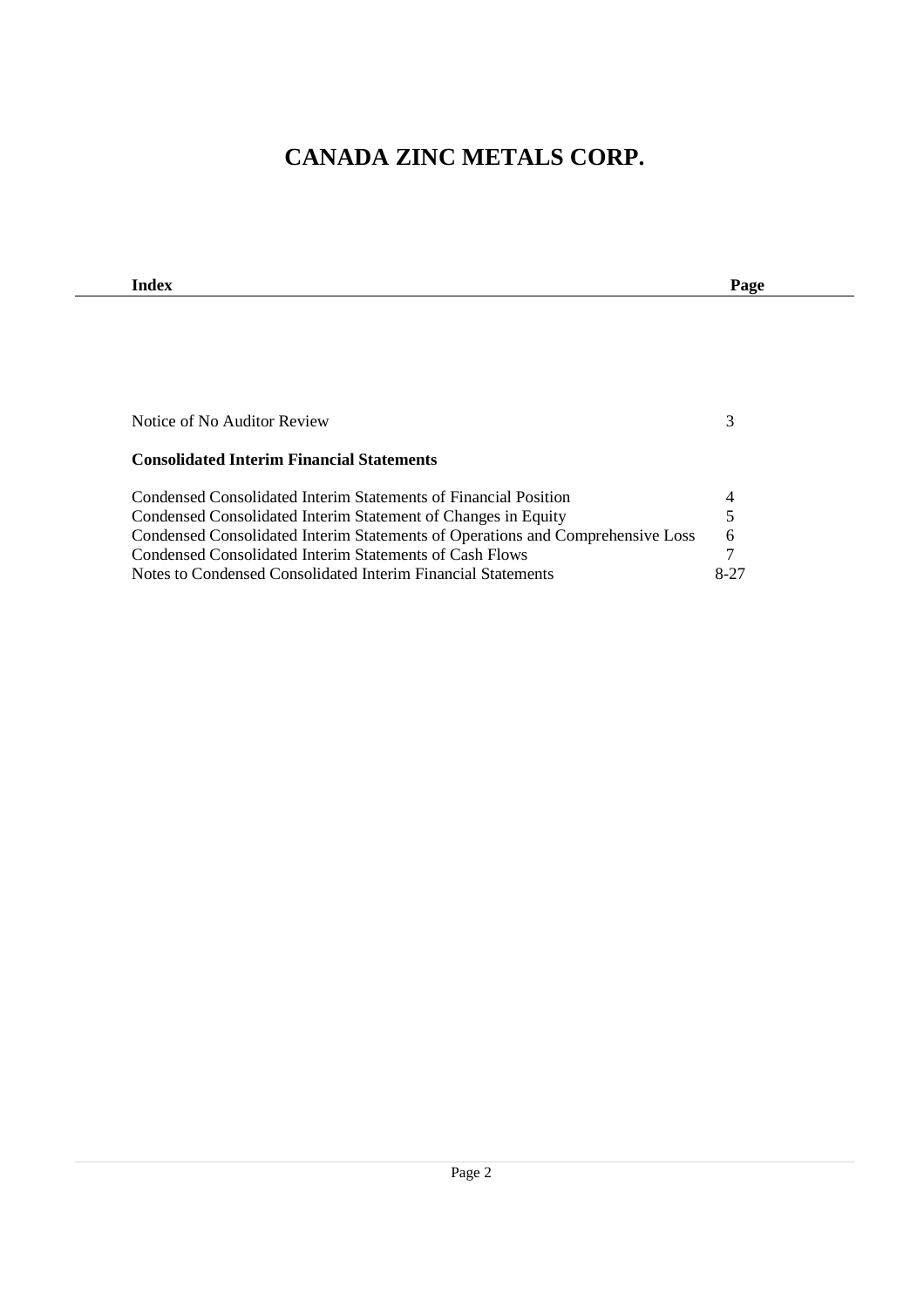# CANADA ZINC METALS CORP.

| Index | Page |
|---|---|
| Notice of No Auditor Review | 3 |
| **Consolidated Interim Financial Statements** | |
| Condensed Consolidated Interim Statements of Financial Position | 4 |
| Condensed Consolidated Interim Statement of Changes in Equity | 5 |
| Condensed Consolidated Interim Statements of Operations and Comprehensive Loss | 6 |
| Condensed Consolidated Interim Statements of Cash Flows | 7 |
| Notes to Condensed Consolidated Interim Financial Statements | 8-27 |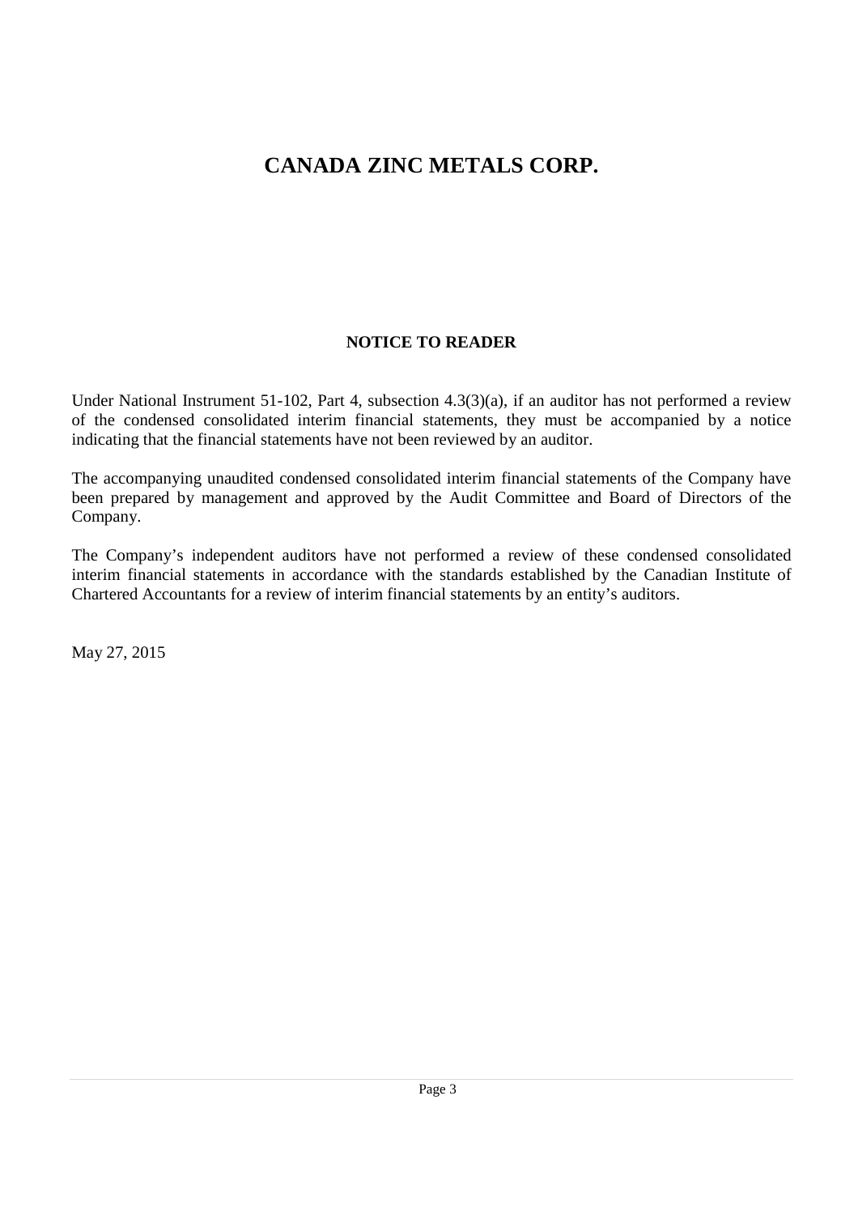# CANADA ZINC METALS CORP.

## NOTICE TO READER

Under National Instrument 51-102, Part 4, subsection 4.3(3)(a), if an auditor has not performed a review of the condensed consolidated interim financial statements, they must be accompanied by a notice indicating that the financial statements have not been reviewed by an auditor.

The accompanying unaudited condensed consolidated interim financial statements of the Company have been prepared by management and approved by the Audit Committee and Board of Directors of the Company.

The Company's independent auditors have not performed a review of these condensed consolidated interim financial statements in accordance with the standards established by the Canadian Institute of Chartered Accountants for a review of interim financial statements by an entity's auditors.

May 27, 2015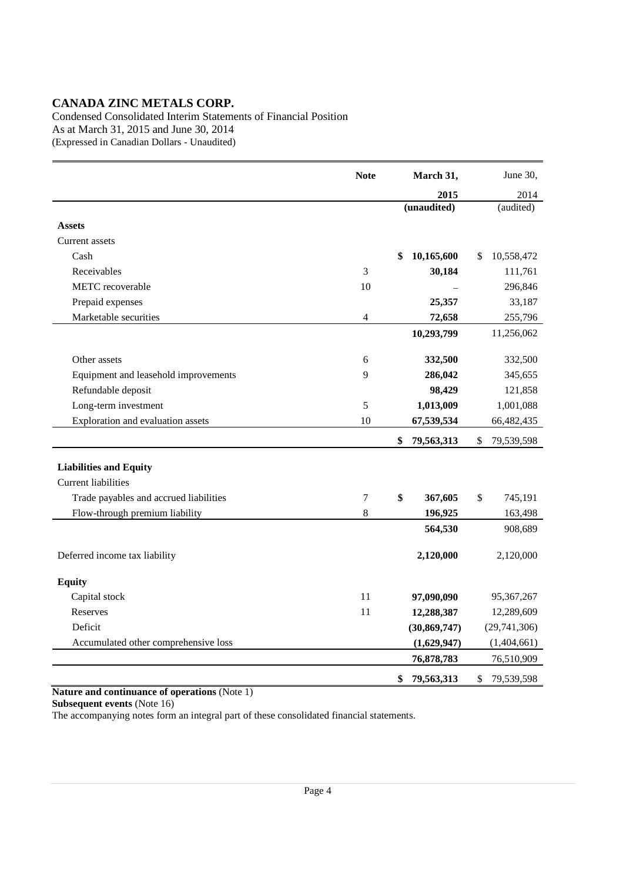# CANADA ZINC METALS CORP.

Condensed Consolidated Interim Statements of Financial Position
As at March 31, 2015 and June 30, 2014
(Expressed in Canadian Dollars - Unaudited)

| | Note | March 31, 2015 (unaudited) | June 30, 2014 (audited) |
|---|---|---|---|
| **Assets** | | | |
| Current assets | | | |
| Cash | | **$ 10,165,600** | $ 10,558,472 |
| Receivables | 3 | **30,184** | 111,761 |
| METC recoverable | 10 | **–** | 296,846 |
| Prepaid expenses | | **25,357** | 33,187 |
| Marketable securities | 4 | **72,658** | 255,796 |
| | | **10,293,799** | 11,256,062 |
| Other assets | 6 | **332,500** | 332,500 |
| Equipment and leasehold improvements | 9 | **286,042** | 345,655 |
| Refundable deposit | | **98,429** | 121,858 |
| Long-term investment | 5 | **1,013,009** | 1,001,088 |
| Exploration and evaluation assets | 10 | **67,539,534** | 66,482,435 |
| | | **$ 79,563,313** | $ 79,539,598 |
| **Liabilities and Equity** | | | |
| Current liabilities | | | |
| Trade payables and accrued liabilities | 7 | **$ 367,605** | $ 745,191 |
| Flow-through premium liability | 8 | **196,925** | 163,498 |
| | | **564,530** | 908,689 |
| Deferred income tax liability | | **2,120,000** | 2,120,000 |
| **Equity** | | | |
| Capital stock | 11 | **97,090,090** | 95,367,267 |
| Reserves | 11 | **12,288,387** | 12,289,609 |
| Deficit | | **(30,869,747)** | (29,741,306) |
| Accumulated other comprehensive loss | | **(1,629,947)** | (1,404,661) |
| | | **76,878,783** | 76,510,909 |
| | | **$ 79,563,313** | $ 79,539,598 |

**Nature and continuance of operations** (Note 1)
**Subsequent events** (Note 16)
The accompanying notes form an integral part of these consolidated financial statements.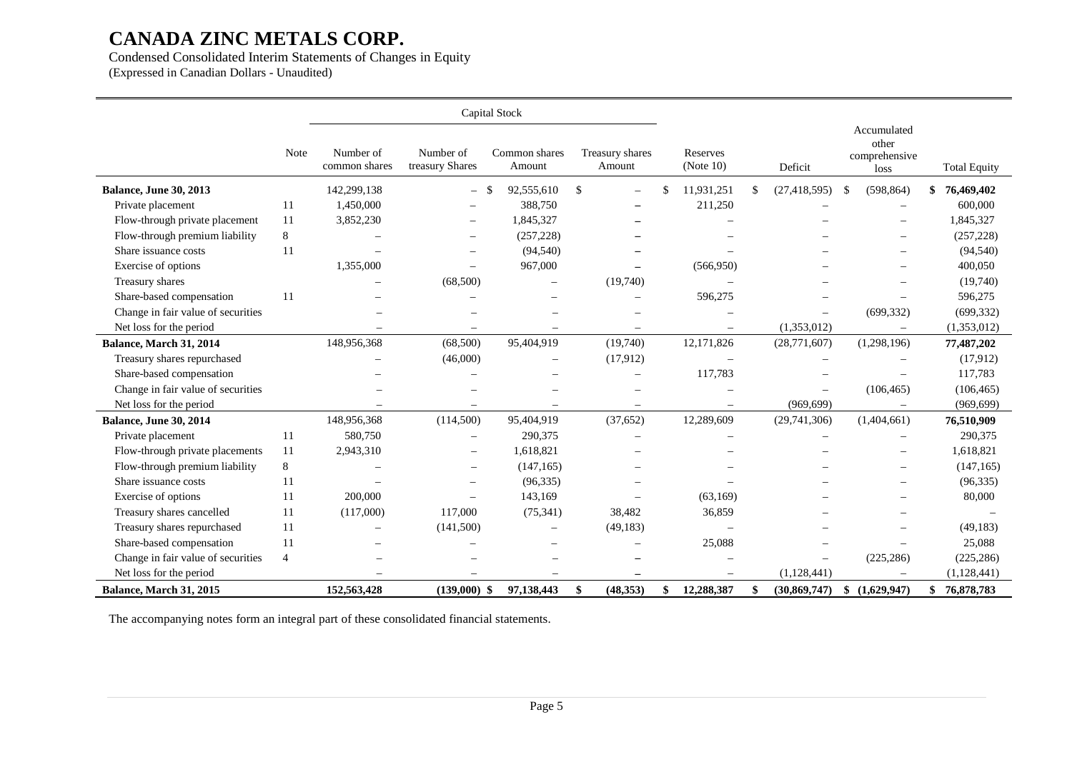# CANADA ZINC METALS CORP.

Condensed Consolidated Interim Statements of Changes in Equity
(Expressed in Canadian Dollars - Unaudited)

| | | Capital Stock | | | | | | | |
|---|---|---|---|---|---|---|---|---|---|
| | Note | Number of common shares | Number of treasury Shares | Common shares Amount | Treasury shares Amount | Reserves (Note 10) | Deficit | Accumulated other comprehensive loss | Total Equity |
| **Balance, June 30, 2013** | | 142,299,138 | – | $ 92,555,610 | $ – | $ 11,931,251 | $ (27,418,595) | $ (598,864) | **$ 76,469,402** |
| Private placement | 11 | 1,450,000 | – | 388,750 | – | 211,250 | – | – | 600,000 |
| Flow-through private placement | 11 | 3,852,230 | – | 1,845,327 | – | – | – | – | 1,845,327 |
| Flow-through premium liability | 8 | – | – | (257,228) | – | – | – | – | (257,228) |
| Share issuance costs | 11 | – | – | (94,540) | – | – | – | – | (94,540) |
| Exercise of options | | 1,355,000 | – | 967,000 | – | (566,950) | – | – | 400,050 |
| Treasury shares | | – | (68,500) | – | (19,740) | – | – | – | (19,740) |
| Share-based compensation | 11 | – | – | – | – | 596,275 | – | – | 596,275 |
| Change in fair value of securities | | – | – | – | – | – | – | (699,332) | (699,332) |
| Net loss for the period | | – | – | – | – | – | (1,353,012) | – | (1,353,012) |
| **Balance, March 31, 2014** | | 148,956,368 | (68,500) | 95,404,919 | (19,740) | 12,171,826 | (28,771,607) | (1,298,196) | **77,487,202** |
| Treasury shares repurchased | | – | (46,000) | – | (17,912) | – | – | – | (17,912) |
| Share-based compensation | | – | – | – | – | 117,783 | – | – | 117,783 |
| Change in fair value of securities | | – | – | – | – | – | – | (106,465) | (106,465) |
| Net loss for the period | | – | – | – | – | – | (969,699) | – | (969,699) |
| **Balance, June 30, 2014** | | 148,956,368 | (114,500) | 95,404,919 | (37,652) | 12,289,609 | (29,741,306) | (1,404,661) | **76,510,909** |
| Private placement | 11 | 580,750 | – | 290,375 | – | – | – | – | 290,375 |
| Flow-through private placements | 11 | 2,943,310 | – | 1,618,821 | – | – | – | – | 1,618,821 |
| Flow-through premium liability | 8 | – | – | (147,165) | – | – | – | – | (147,165) |
| Share issuance costs | 11 | – | – | (96,335) | – | – | – | – | (96,335) |
| Exercise of options | 11 | 200,000 | – | 143,169 | – | (63,169) | – | – | 80,000 |
| Treasury shares cancelled | 11 | (117,000) | 117,000 | (75,341) | 38,482 | 36,859 | – | – | – |
| Treasury shares repurchased | 11 | – | (141,500) | – | (49,183) | – | – | – | (49,183) |
| Share-based compensation | 11 | – | – | – | – | 25,088 | – | – | 25,088 |
| Change in fair value of securities | 4 | – | – | – | – | – | – | (225,286) | (225,286) |
| Net loss for the period | | – | – | – | – | – | (1,128,441) | – | (1,128,441) |
| **Balance, March 31, 2015** | | **152,563,428** | **(139,000)** | **$ 97,138,443** | **$ (48,353)** | **$ 12,288,387** | **$ (30,869,747)** | **$ (1,629,947)** | **$ 76,878,783** |

The accompanying notes form an integral part of these consolidated financial statements.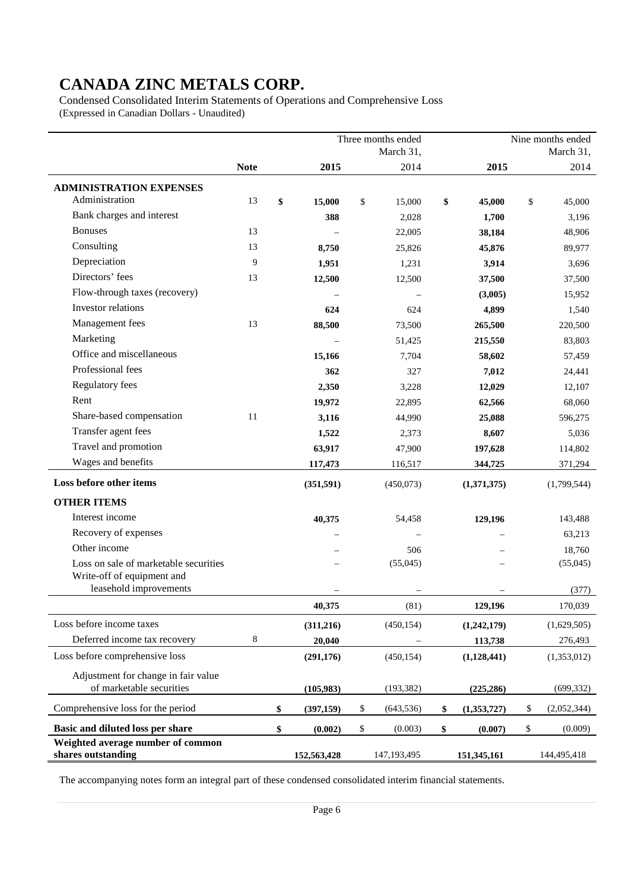# CANADA ZINC METALS CORP.

Condensed Consolidated Interim Statements of Operations and Comprehensive Loss
(Expressed in Canadian Dollars - Unaudited)

| | | Three months ended March 31, | | Nine months ended March 31, | |
|---|---|---|---|---|---|
| | **Note** | **2015** | 2014 | **2015** | 2014 |
| **ADMINISTRATION EXPENSES** | | | | | |
| Administration | 13 | **$ 15,000** | $ 15,000 | **$ 45,000** | $ 45,000 |
| Bank charges and interest | | **388** | 2,028 | **1,700** | 3,196 |
| Bonuses | 13 | – | 22,005 | **38,184** | 48,906 |
| Consulting | 13 | **8,750** | 25,826 | **45,876** | 89,977 |
| Depreciation | 9 | **1,951** | 1,231 | **3,914** | 3,696 |
| Directors' fees | 13 | **12,500** | 12,500 | **37,500** | 37,500 |
| Flow-through taxes (recovery) | | – | – | **(3,005)** | 15,952 |
| Investor relations | | **624** | 624 | **4,899** | 1,540 |
| Management fees | 13 | **88,500** | 73,500 | **265,500** | 220,500 |
| Marketing | | – | 51,425 | **215,550** | 83,803 |
| Office and miscellaneous | | **15,166** | 7,704 | **58,602** | 57,459 |
| Professional fees | | **362** | 327 | **7,012** | 24,441 |
| Regulatory fees | | **2,350** | 3,228 | **12,029** | 12,107 |
| Rent | | **19,972** | 22,895 | **62,566** | 68,060 |
| Share-based compensation | 11 | **3,116** | 44,990 | **25,088** | 596,275 |
| Transfer agent fees | | **1,522** | 2,373 | **8,607** | 5,036 |
| Travel and promotion | | **63,917** | 47,900 | **197,628** | 114,802 |
| Wages and benefits | | **117,473** | 116,517 | **344,725** | 371,294 |
| **Loss before other items** | | **(351,591)** | (450,073) | **(1,371,375)** | (1,799,544) |
| **OTHER ITEMS** | | | | | |
| Interest income | | **40,375** | 54,458 | **129,196** | 143,488 |
| Recovery of expenses | | – | – | – | 63,213 |
| Other income | | – | 506 | – | 18,760 |
| Loss on sale of marketable securities | | – | (55,045) | – | (55,045) |
| Write-off of equipment and leasehold improvements | | – | – | – | (377) |
| | | **40,375** | (81) | **129,196** | 170,039 |
| Loss before income taxes | | **(311,216)** | (450,154) | **(1,242,179)** | (1,629,505) |
| Deferred income tax recovery | 8 | **20,040** | – | **113,738** | 276,493 |
| Loss before comprehensive loss | | **(291,176)** | (450,154) | **(1,128,441)** | (1,353,012) |
| Adjustment for change in fair value of marketable securities | | **(105,983)** | (193,382) | **(225,286)** | (699,332) |
| Comprehensive loss for the period | | **$ (397,159)** | $ (643,536) | **$ (1,353,727)** | $ (2,052,344) |
| **Basic and diluted loss per share** | | **$ (0.002)** | $ (0.003) | **$ (0.007)** | $ (0.009) |
| **Weighted average number of common shares outstanding** | | **152,563,428** | 147,193,495 | **151,345,161** | 144,495,418 |

The accompanying notes form an integral part of these condensed consolidated interim financial statements.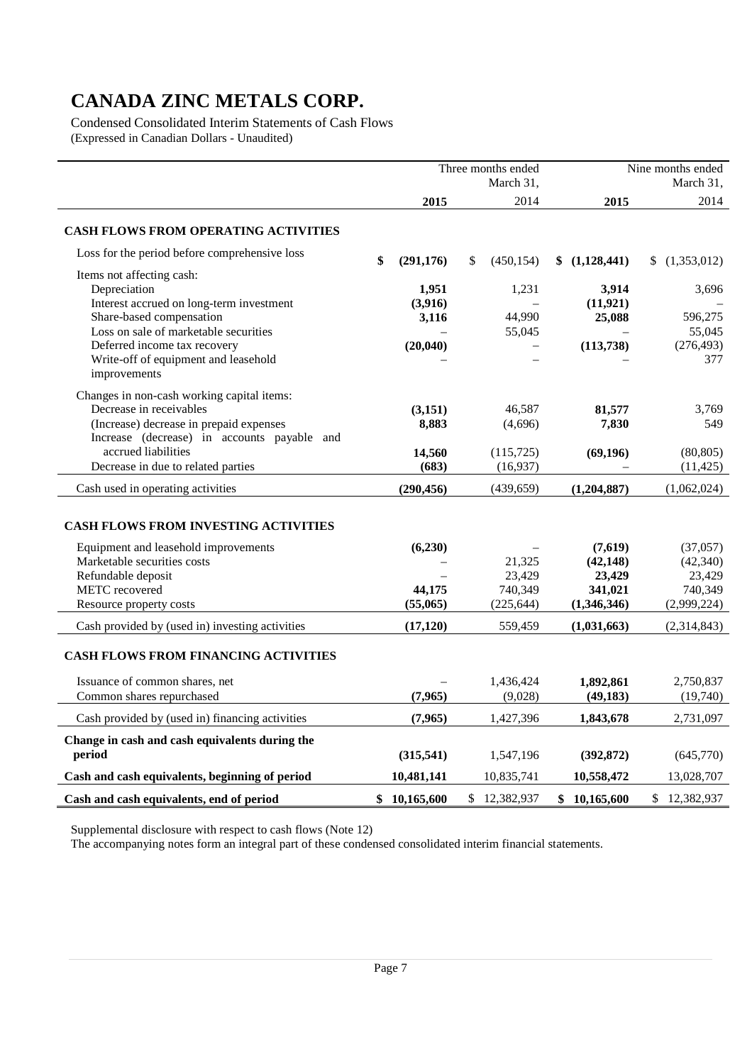# CANADA ZINC METALS CORP.

Condensed Consolidated Interim Statements of Cash Flows
(Expressed in Canadian Dollars - Unaudited)

| | Three months ended March 31, | | Nine months ended March 31, | |
|---|---|---|---|---|
| | **2015** | 2014 | **2015** | 2014 |
| **CASH FLOWS FROM OPERATING ACTIVITIES** | | | | |
| Loss for the period before comprehensive loss | **$ (291,176)** | $ (450,154) | **$ (1,128,441)** | $ (1,353,012) |
| Items not affecting cash: | | | | |
| Depreciation | **1,951** | 1,231 | **3,914** | 3,696 |
| Interest accrued on long-term investment | **(3,916)** | – | **(11,921)** | – |
| Share-based compensation | **3,116** | 44,990 | **25,088** | 596,275 |
| Loss on sale of marketable securities | – | 55,045 | – | 55,045 |
| Deferred income tax recovery | **(20,040)** | – | **(113,738)** | (276,493) |
| Write-off of equipment and leasehold improvements | – | – | – | 377 |
| Changes in non-cash working capital items: | | | | |
| Decrease in receivables | **(3,151)** | 46,587 | **81,577** | 3,769 |
| (Increase) decrease in prepaid expenses | **8,883** | (4,696) | **7,830** | 549 |
| Increase (decrease) in accounts payable and accrued liabilities | **14,560** | (115,725) | **(69,196)** | (80,805) |
| Decrease in due to related parties | **(683)** | (16,937) | – | (11,425) |
| Cash used in operating activities | **(290,456)** | (439,659) | **(1,204,887)** | (1,062,024) |
| **CASH FLOWS FROM INVESTING ACTIVITIES** | | | | |
| Equipment and leasehold improvements | **(6,230)** | – | **(7,619)** | (37,057) |
| Marketable securities costs | – | 21,325 | **(42,148)** | (42,340) |
| Refundable deposit | – | 23,429 | **23,429** | 23,429 |
| METC recovered | **44,175** | 740,349 | **341,021** | 740,349 |
| Resource property costs | **(55,065)** | (225,644) | **(1,346,346)** | (2,999,224) |
| Cash provided by (used in) investing activities | **(17,120)** | 559,459 | **(1,031,663)** | (2,314,843) |
| **CASH FLOWS FROM FINANCING ACTIVITIES** | | | | |
| Issuance of common shares, net | – | 1,436,424 | **1,892,861** | 2,750,837 |
| Common shares repurchased | **(7,965)** | (9,028) | **(49,183)** | (19,740) |
| Cash provided by (used in) financing activities | **(7,965)** | 1,427,396 | **1,843,678** | 2,731,097 |
| **Change in cash and cash equivalents during the period** | **(315,541)** | 1,547,196 | **(392,872)** | (645,770) |
| **Cash and cash equivalents, beginning of period** | **10,481,141** | 10,835,741 | **10,558,472** | 13,028,707 |
| **Cash and cash equivalents, end of period** | **$ 10,165,600** | $ 12,382,937 | **$ 10,165,600** | $ 12,382,937 |

Supplemental disclosure with respect to cash flows (Note 12)

The accompanying notes form an integral part of these condensed consolidated interim financial statements.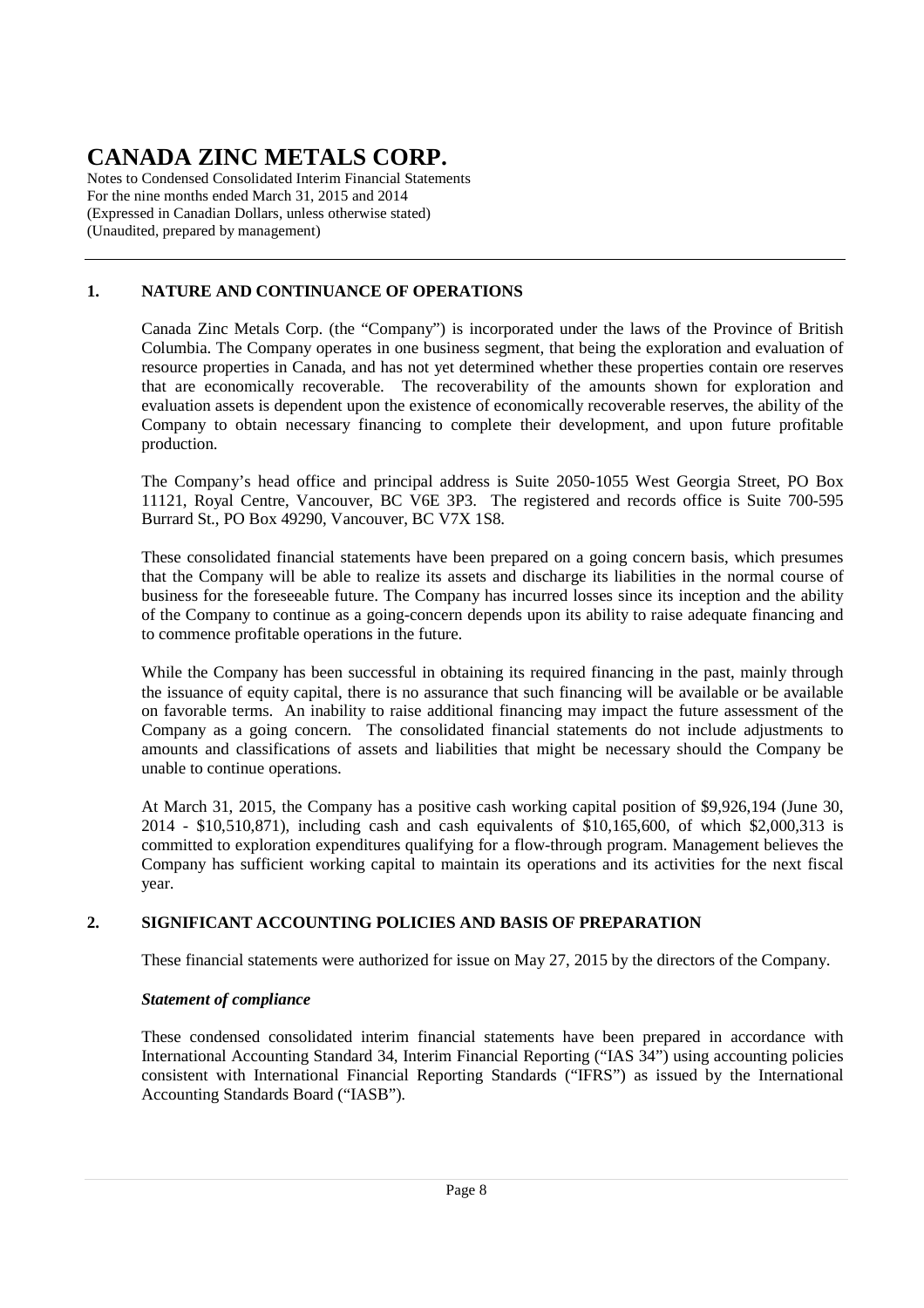## 1. NATURE AND CONTINUANCE OF OPERATIONS

Canada Zinc Metals Corp. (the "Company") is incorporated under the laws of the Province of British Columbia. The Company operates in one business segment, that being the exploration and evaluation of resource properties in Canada, and has not yet determined whether these properties contain ore reserves that are economically recoverable. The recoverability of the amounts shown for exploration and evaluation assets is dependent upon the existence of economically recoverable reserves, the ability of the Company to obtain necessary financing to complete their development, and upon future profitable production.

The Company's head office and principal address is Suite 2050-1055 West Georgia Street, PO Box 11121, Royal Centre, Vancouver, BC V6E 3P3. The registered and records office is Suite 700-595 Burrard St., PO Box 49290, Vancouver, BC V7X 1S8.

These consolidated financial statements have been prepared on a going concern basis, which presumes that the Company will be able to realize its assets and discharge its liabilities in the normal course of business for the foreseeable future. The Company has incurred losses since its inception and the ability of the Company to continue as a going-concern depends upon its ability to raise adequate financing and to commence profitable operations in the future.

While the Company has been successful in obtaining its required financing in the past, mainly through the issuance of equity capital, there is no assurance that such financing will be available or be available on favorable terms. An inability to raise additional financing may impact the future assessment of the Company as a going concern. The consolidated financial statements do not include adjustments to amounts and classifications of assets and liabilities that might be necessary should the Company be unable to continue operations.

At March 31, 2015, the Company has a positive cash working capital position of $9,926,194 (June 30, 2014 - $10,510,871), including cash and cash equivalents of $10,165,600, of which $2,000,313 is committed to exploration expenditures qualifying for a flow-through program. Management believes the Company has sufficient working capital to maintain its operations and its activities for the next fiscal year.

## 2. SIGNIFICANT ACCOUNTING POLICIES AND BASIS OF PREPARATION

These financial statements were authorized for issue on May 27, 2015 by the directors of the Company.

### *Statement of compliance*

These condensed consolidated interim financial statements have been prepared in accordance with International Accounting Standard 34, Interim Financial Reporting ("IAS 34") using accounting policies consistent with International Financial Reporting Standards ("IFRS") as issued by the International Accounting Standards Board ("IASB").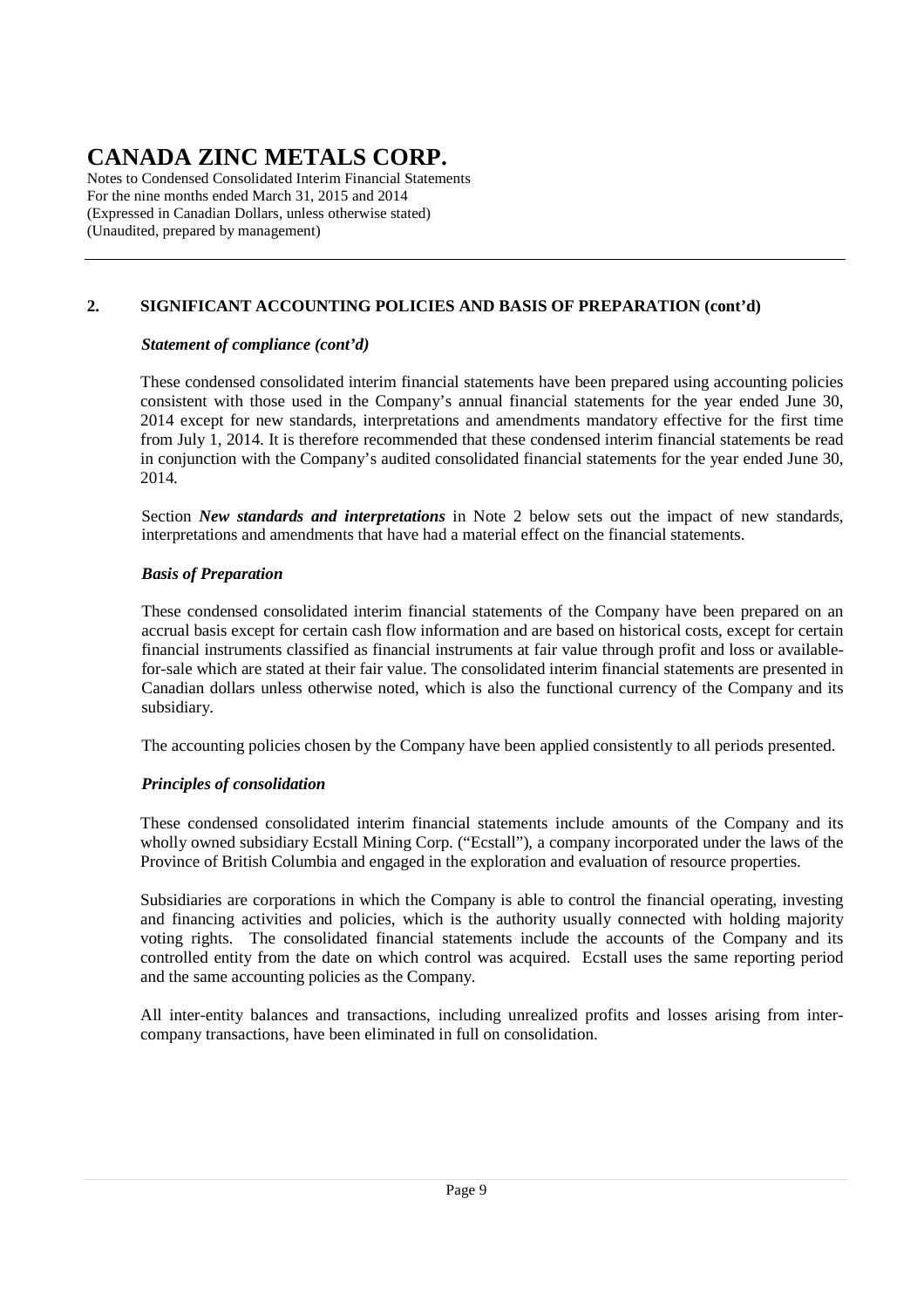## 2. SIGNIFICANT ACCOUNTING POLICIES AND BASIS OF PREPARATION (cont'd)

### *Statement of compliance (cont'd)*

These condensed consolidated interim financial statements have been prepared using accounting policies consistent with those used in the Company's annual financial statements for the year ended June 30, 2014 except for new standards, interpretations and amendments mandatory effective for the first time from July 1, 2014. It is therefore recommended that these condensed interim financial statements be read in conjunction with the Company's audited consolidated financial statements for the year ended June 30, 2014.

Section ***New standards and interpretations*** in Note 2 below sets out the impact of new standards, interpretations and amendments that have had a material effect on the financial statements.

### *Basis of Preparation*

These condensed consolidated interim financial statements of the Company have been prepared on an accrual basis except for certain cash flow information and are based on historical costs, except for certain financial instruments classified as financial instruments at fair value through profit and loss or available-for-sale which are stated at their fair value. The consolidated interim financial statements are presented in Canadian dollars unless otherwise noted, which is also the functional currency of the Company and its subsidiary.

The accounting policies chosen by the Company have been applied consistently to all periods presented.

### *Principles of consolidation*

These condensed consolidated interim financial statements include amounts of the Company and its wholly owned subsidiary Ecstall Mining Corp. ("Ecstall"), a company incorporated under the laws of the Province of British Columbia and engaged in the exploration and evaluation of resource properties.

Subsidiaries are corporations in which the Company is able to control the financial operating, investing and financing activities and policies, which is the authority usually connected with holding majority voting rights. The consolidated financial statements include the accounts of the Company and its controlled entity from the date on which control was acquired. Ecstall uses the same reporting period and the same accounting policies as the Company.

All inter-entity balances and transactions, including unrealized profits and losses arising from inter-company transactions, have been eliminated in full on consolidation.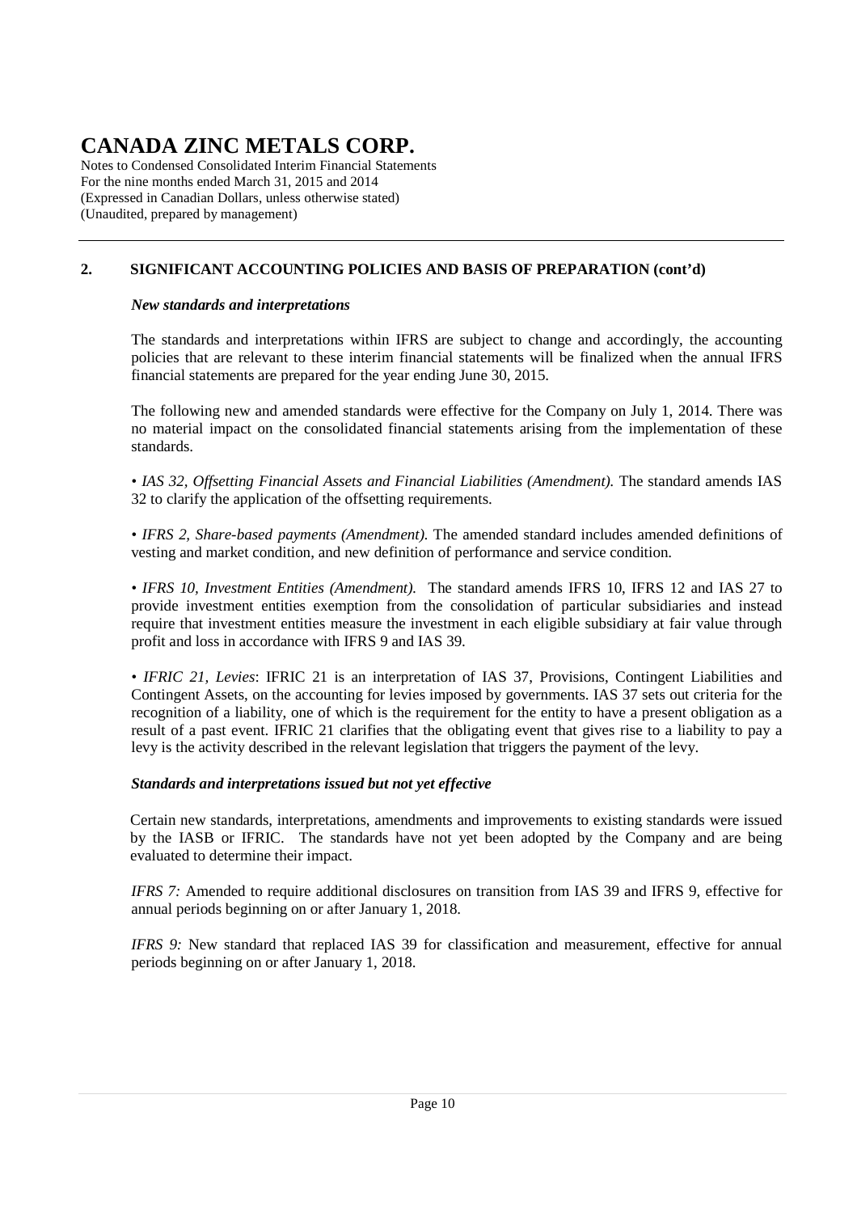## 2. SIGNIFICANT ACCOUNTING POLICIES AND BASIS OF PREPARATION (cont'd)

### *New standards and interpretations*

The standards and interpretations within IFRS are subject to change and accordingly, the accounting policies that are relevant to these interim financial statements will be finalized when the annual IFRS financial statements are prepared for the year ending June 30, 2015.

The following new and amended standards were effective for the Company on July 1, 2014. There was no material impact on the consolidated financial statements arising from the implementation of these standards.

• *IAS 32, Offsetting Financial Assets and Financial Liabilities (Amendment).* The standard amends IAS 32 to clarify the application of the offsetting requirements.

• *IFRS 2, Share-based payments (Amendment).* The amended standard includes amended definitions of vesting and market condition, and new definition of performance and service condition.

• *IFRS 10, Investment Entities (Amendment).* The standard amends IFRS 10, IFRS 12 and IAS 27 to provide investment entities exemption from the consolidation of particular subsidiaries and instead require that investment entities measure the investment in each eligible subsidiary at fair value through profit and loss in accordance with IFRS 9 and IAS 39.

• *IFRIC 21, Levies*: IFRIC 21 is an interpretation of IAS 37, Provisions, Contingent Liabilities and Contingent Assets, on the accounting for levies imposed by governments. IAS 37 sets out criteria for the recognition of a liability, one of which is the requirement for the entity to have a present obligation as a result of a past event. IFRIC 21 clarifies that the obligating event that gives rise to a liability to pay a levy is the activity described in the relevant legislation that triggers the payment of the levy.

### *Standards and interpretations issued but not yet effective*

Certain new standards, interpretations, amendments and improvements to existing standards were issued by the IASB or IFRIC. The standards have not yet been adopted by the Company and are being evaluated to determine their impact.

*IFRS 7:* Amended to require additional disclosures on transition from IAS 39 and IFRS 9, effective for annual periods beginning on or after January 1, 2018.

*IFRS 9:* New standard that replaced IAS 39 for classification and measurement, effective for annual periods beginning on or after January 1, 2018.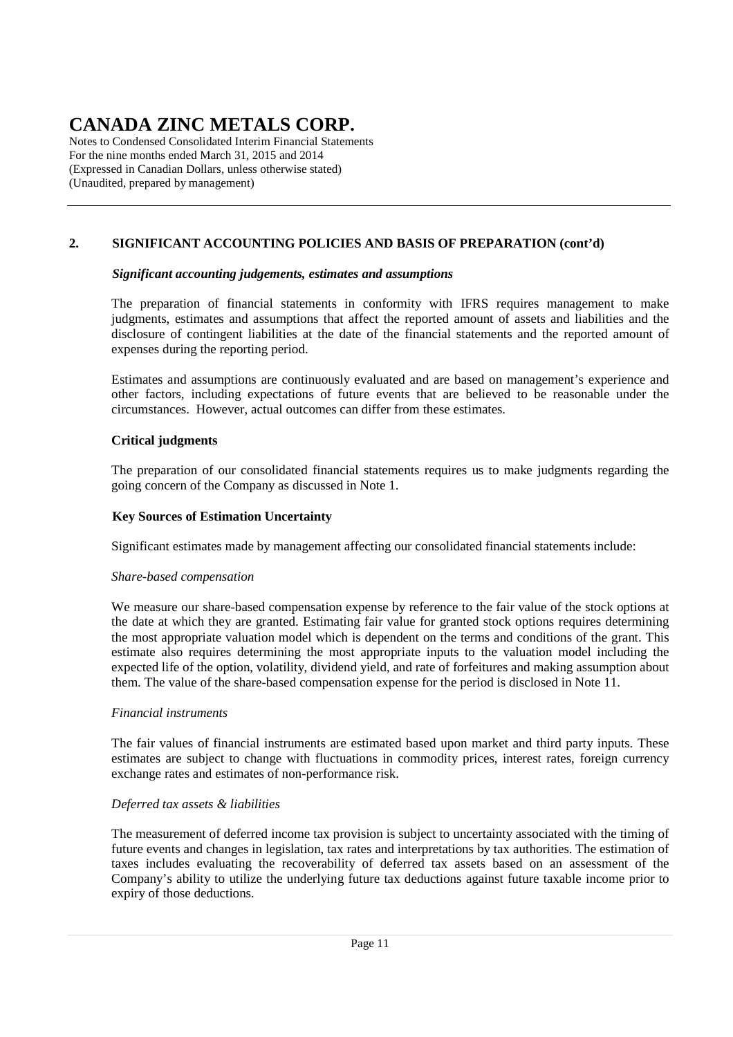## 2. SIGNIFICANT ACCOUNTING POLICIES AND BASIS OF PREPARATION (cont'd)

***Significant accounting judgements, estimates and assumptions***

The preparation of financial statements in conformity with IFRS requires management to make judgments, estimates and assumptions that affect the reported amount of assets and liabilities and the disclosure of contingent liabilities at the date of the financial statements and the reported amount of expenses during the reporting period.

Estimates and assumptions are continuously evaluated and are based on management's experience and other factors, including expectations of future events that are believed to be reasonable under the circumstances. However, actual outcomes can differ from these estimates.

**Critical judgments**

The preparation of our consolidated financial statements requires us to make judgments regarding the going concern of the Company as discussed in Note 1.

**Key Sources of Estimation Uncertainty**

Significant estimates made by management affecting our consolidated financial statements include:

*Share-based compensation*

We measure our share-based compensation expense by reference to the fair value of the stock options at the date at which they are granted. Estimating fair value for granted stock options requires determining the most appropriate valuation model which is dependent on the terms and conditions of the grant. This estimate also requires determining the most appropriate inputs to the valuation model including the expected life of the option, volatility, dividend yield, and rate of forfeitures and making assumption about them. The value of the share-based compensation expense for the period is disclosed in Note 11.

*Financial instruments*

The fair values of financial instruments are estimated based upon market and third party inputs. These estimates are subject to change with fluctuations in commodity prices, interest rates, foreign currency exchange rates and estimates of non-performance risk.

*Deferred tax assets & liabilities*

The measurement of deferred income tax provision is subject to uncertainty associated with the timing of future events and changes in legislation, tax rates and interpretations by tax authorities. The estimation of taxes includes evaluating the recoverability of deferred tax assets based on an assessment of the Company's ability to utilize the underlying future tax deductions against future taxable income prior to expiry of those deductions.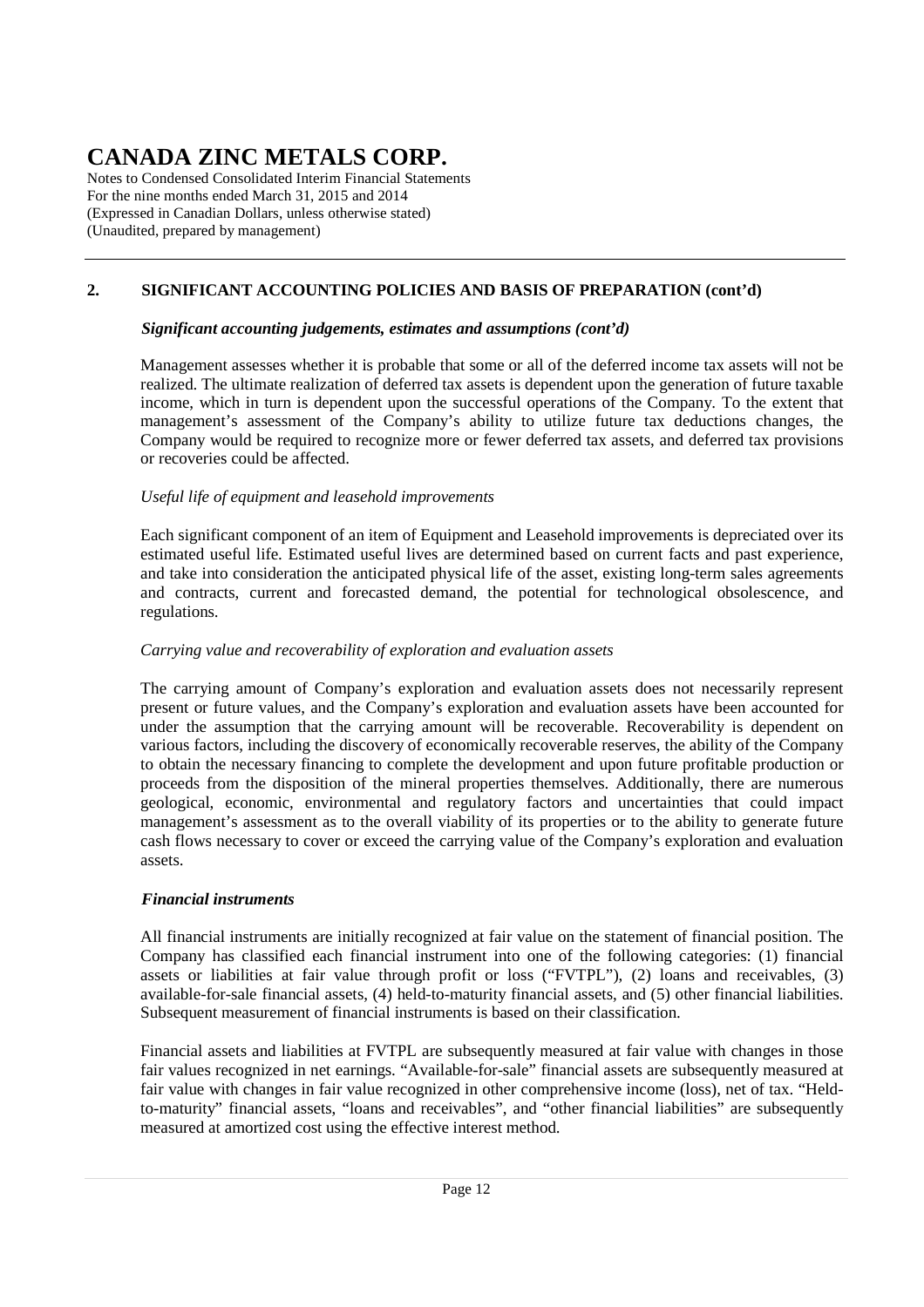## 2. SIGNIFICANT ACCOUNTING POLICIES AND BASIS OF PREPARATION (cont'd)

***Significant accounting judgements, estimates and assumptions (cont'd)***

Management assesses whether it is probable that some or all of the deferred income tax assets will not be realized. The ultimate realization of deferred tax assets is dependent upon the generation of future taxable income, which in turn is dependent upon the successful operations of the Company. To the extent that management's assessment of the Company's ability to utilize future tax deductions changes, the Company would be required to recognize more or fewer deferred tax assets, and deferred tax provisions or recoveries could be affected.

*Useful life of equipment and leasehold improvements*

Each significant component of an item of Equipment and Leasehold improvements is depreciated over its estimated useful life. Estimated useful lives are determined based on current facts and past experience, and take into consideration the anticipated physical life of the asset, existing long-term sales agreements and contracts, current and forecasted demand, the potential for technological obsolescence, and regulations.

*Carrying value and recoverability of exploration and evaluation assets*

The carrying amount of Company's exploration and evaluation assets does not necessarily represent present or future values, and the Company's exploration and evaluation assets have been accounted for under the assumption that the carrying amount will be recoverable. Recoverability is dependent on various factors, including the discovery of economically recoverable reserves, the ability of the Company to obtain the necessary financing to complete the development and upon future profitable production or proceeds from the disposition of the mineral properties themselves. Additionally, there are numerous geological, economic, environmental and regulatory factors and uncertainties that could impact management's assessment as to the overall viability of its properties or to the ability to generate future cash flows necessary to cover or exceed the carrying value of the Company's exploration and evaluation assets.

***Financial instruments***

All financial instruments are initially recognized at fair value on the statement of financial position. The Company has classified each financial instrument into one of the following categories: (1) financial assets or liabilities at fair value through profit or loss ("FVTPL"), (2) loans and receivables, (3) available-for-sale financial assets, (4) held-to-maturity financial assets, and (5) other financial liabilities. Subsequent measurement of financial instruments is based on their classification.

Financial assets and liabilities at FVTPL are subsequently measured at fair value with changes in those fair values recognized in net earnings. "Available-for-sale" financial assets are subsequently measured at fair value with changes in fair value recognized in other comprehensive income (loss), net of tax. "Held-to-maturity" financial assets, "loans and receivables", and "other financial liabilities" are subsequently measured at amortized cost using the effective interest method.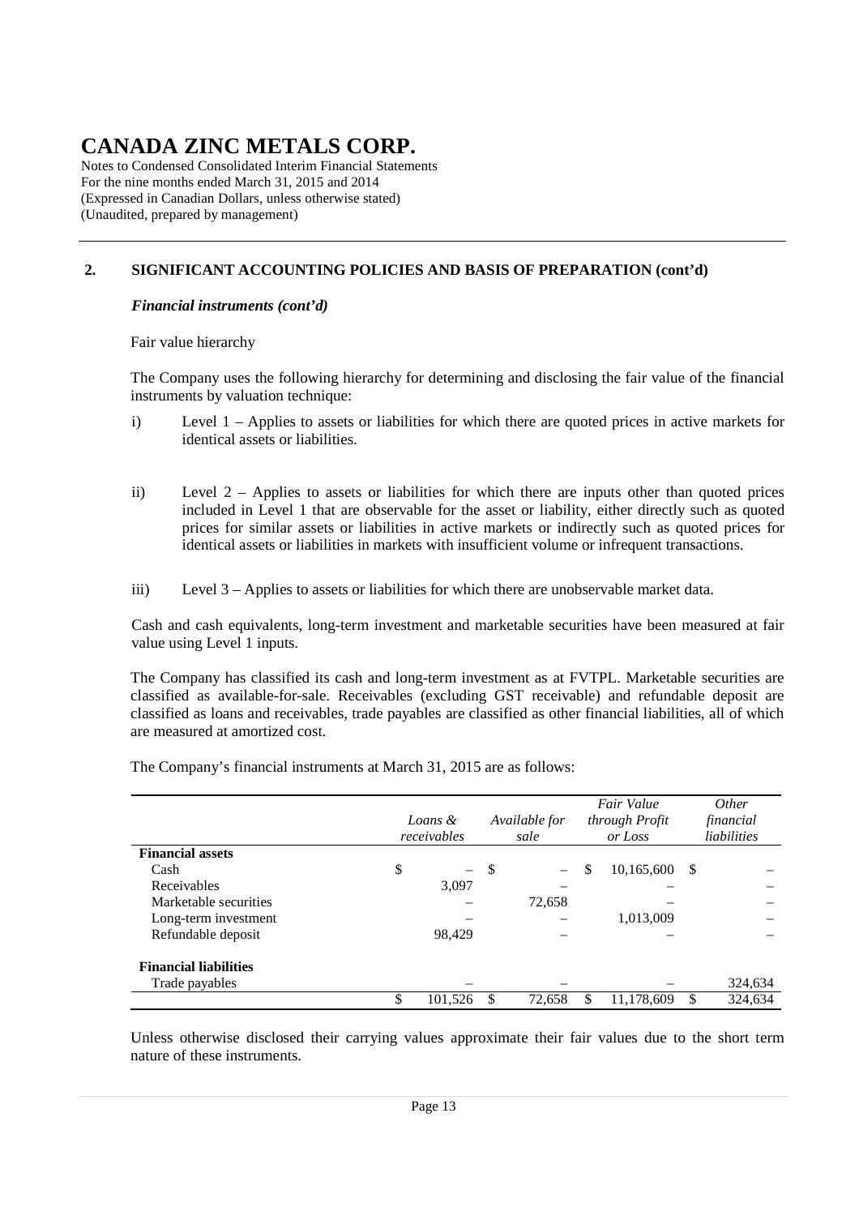# CANADA ZINC METALS CORP.

Notes to Condensed Consolidated Interim Financial Statements
For the nine months ended March 31, 2015 and 2014
(Expressed in Canadian Dollars, unless otherwise stated)
(Unaudited, prepared by management)

## 2. SIGNIFICANT ACCOUNTING POLICIES AND BASIS OF PREPARATION (cont'd)

### *Financial instruments (cont'd)*

Fair value hierarchy

The Company uses the following hierarchy for determining and disclosing the fair value of the financial instruments by valuation technique:

i) Level 1 – Applies to assets or liabilities for which there are quoted prices in active markets for identical assets or liabilities.

ii) Level 2 – Applies to assets or liabilities for which there are inputs other than quoted prices included in Level 1 that are observable for the asset or liability, either directly such as quoted prices for similar assets or liabilities in active markets or indirectly such as quoted prices for identical assets or liabilities in markets with insufficient volume or infrequent transactions.

iii) Level 3 – Applies to assets or liabilities for which there are unobservable market data.

Cash and cash equivalents, long-term investment and marketable securities have been measured at fair value using Level 1 inputs.

The Company has classified its cash and long-term investment as at FVTPL. Marketable securities are classified as available-for-sale. Receivables (excluding GST receivable) and refundable deposit are classified as loans and receivables, trade payables are classified as other financial liabilities, all of which are measured at amortized cost.

The Company's financial instruments at March 31, 2015 are as follows:

| | *Loans & receivables* | *Available for sale* | *Fair Value through Profit or Loss* | *Other financial liabilities* |
|---|---|---|---|---|
| **Financial assets** | | | | |
| Cash | $ – | $ – | $ 10,165,600 | $ – |
| Receivables | 3,097 | – | – | – |
| Marketable securities | – | 72,658 | – | – |
| Long-term investment | – | – | 1,013,009 | – |
| Refundable deposit | 98,429 | – | – | – |
| **Financial liabilities** | | | | |
| Trade payables | – | – | – | 324,634 |
| | $ 101,526 | $ 72,658 | $ 11,178,609 | $ 324,634 |

Unless otherwise disclosed their carrying values approximate their fair values due to the short term nature of these instruments.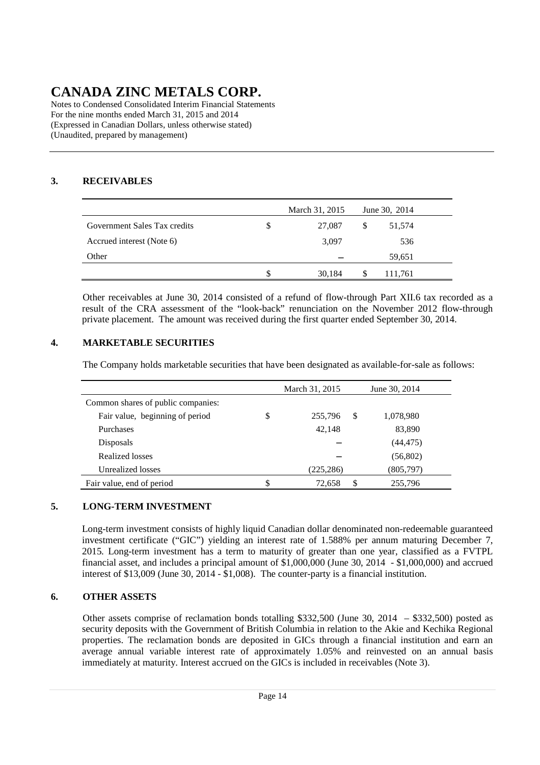# CANADA ZINC METALS CORP.

Notes to Condensed Consolidated Interim Financial Statements
For the nine months ended March 31, 2015 and 2014
(Expressed in Canadian Dollars, unless otherwise stated)
(Unaudited, prepared by management)

## 3. RECEIVABLES

| | | March 31, 2015 | | June 30, 2014 |
|---|---|---|---|---|
| Government Sales Tax credits | $ | 27,087 | $ | 51,574 |
| Accrued interest (Note 6) | | 3,097 | | 536 |
| Other | | – | | 59,651 |
| | $ | 30,184 | $ | 111,761 |

Other receivables at June 30, 2014 consisted of a refund of flow-through Part XII.6 tax recorded as a result of the CRA assessment of the "look-back" renunciation on the November 2012 flow-through private placement. The amount was received during the first quarter ended September 30, 2014.

## 4. MARKETABLE SECURITIES

The Company holds marketable securities that have been designated as available-for-sale as follows:

| | | March 31, 2015 | | June 30, 2014 |
|---|---|---|---|---|
| Common shares of public companies: | | | | |
| Fair value, beginning of period | $ | 255,796 | $ | 1,078,980 |
| Purchases | | 42,148 | | 83,890 |
| Disposals | | – | | (44,475) |
| Realized losses | | – | | (56,802) |
| Unrealized losses | | (225,286) | | (805,797) |
| Fair value, end of period | $ | 72,658 | $ | 255,796 |

## 5. LONG-TERM INVESTMENT

Long-term investment consists of highly liquid Canadian dollar denominated non-redeemable guaranteed investment certificate ("GIC") yielding an interest rate of 1.588% per annum maturing December 7, 2015. Long-term investment has a term to maturity of greater than one year, classified as a FVTPL financial asset, and includes a principal amount of $1,000,000 (June 30, 2014 - $1,000,000) and accrued interest of $13,009 (June 30, 2014 - $1,008). The counter-party is a financial institution.

## 6. OTHER ASSETS

Other assets comprise of reclamation bonds totalling $332,500 (June 30, 2014 – $332,500) posted as security deposits with the Government of British Columbia in relation to the Akie and Kechika Regional properties. The reclamation bonds are deposited in GICs through a financial institution and earn an average annual variable interest rate of approximately 1.05% and reinvested on an annual basis immediately at maturity. Interest accrued on the GICs is included in receivables (Note 3).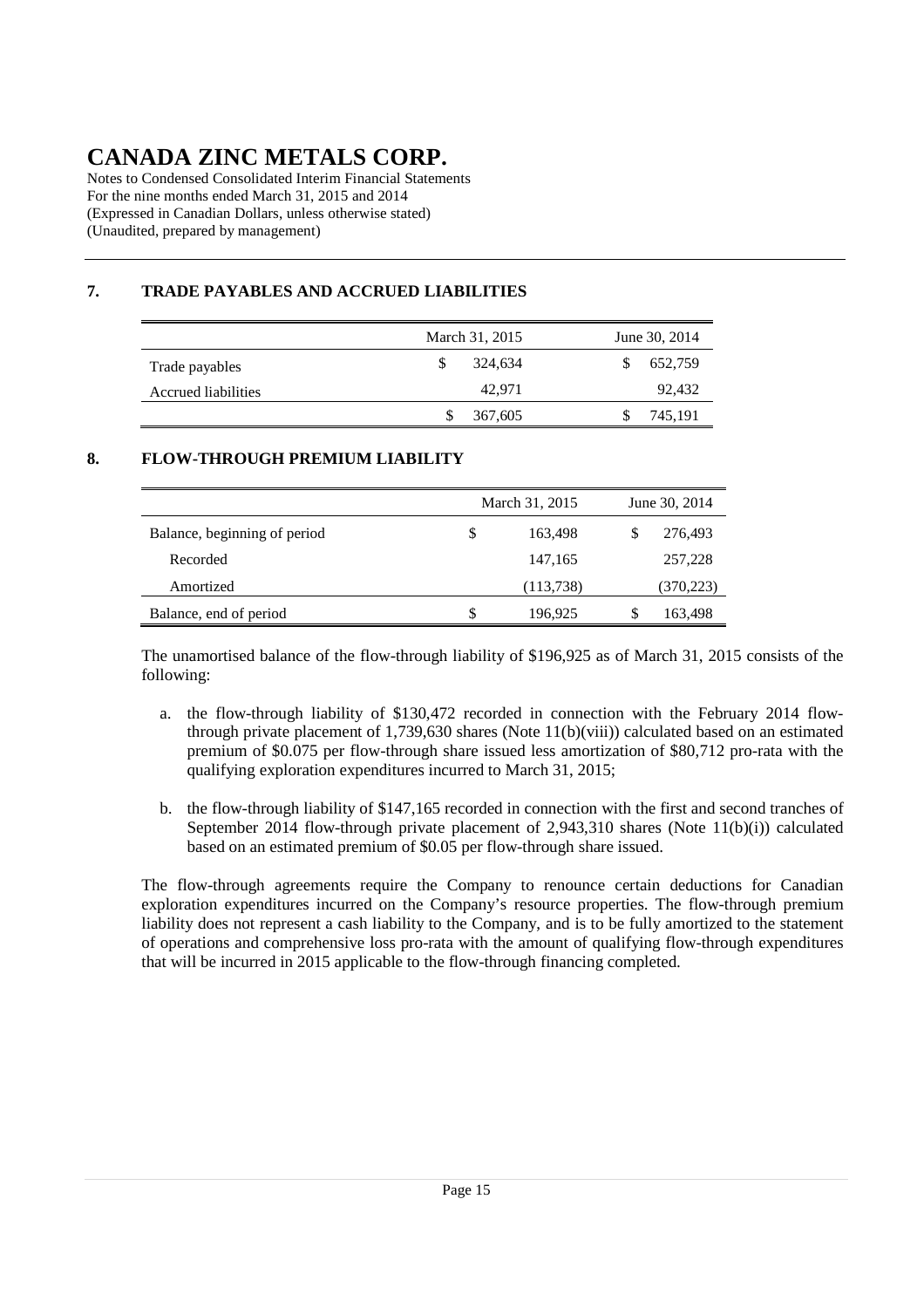# CANADA ZINC METALS CORP.

Notes to Condensed Consolidated Interim Financial Statements
For the nine months ended March 31, 2015 and 2014
(Expressed in Canadian Dollars, unless otherwise stated)
(Unaudited, prepared by management)

## 7. TRADE PAYABLES AND ACCRUED LIABILITIES

| | March 31, 2015 | June 30, 2014 |
|---|---|---|
| Trade payables | $ 324,634 | $ 652,759 |
| Accrued liabilities | 42,971 | 92,432 |
| | $ 367,605 | $ 745,191 |

## 8. FLOW-THROUGH PREMIUM LIABILITY

| | March 31, 2015 | June 30, 2014 |
|---|---|---|
| Balance, beginning of period | $ 163,498 | $ 276,493 |
| Recorded | 147,165 | 257,228 |
| Amortized | (113,738) | (370,223) |
| Balance, end of period | $ 196,925 | $ 163,498 |

The unamortised balance of the flow-through liability of $196,925 as of March 31, 2015 consists of the following:

a. the flow-through liability of $130,472 recorded in connection with the February 2014 flow-through private placement of 1,739,630 shares (Note 11(b)(viii)) calculated based on an estimated premium of $0.075 per flow-through share issued less amortization of $80,712 pro-rata with the qualifying exploration expenditures incurred to March 31, 2015;

b. the flow-through liability of $147,165 recorded in connection with the first and second tranches of September 2014 flow-through private placement of 2,943,310 shares (Note 11(b)(i)) calculated based on an estimated premium of $0.05 per flow-through share issued.

The flow-through agreements require the Company to renounce certain deductions for Canadian exploration expenditures incurred on the Company's resource properties. The flow-through premium liability does not represent a cash liability to the Company, and is to be fully amortized to the statement of operations and comprehensive loss pro-rata with the amount of qualifying flow-through expenditures that will be incurred in 2015 applicable to the flow-through financing completed.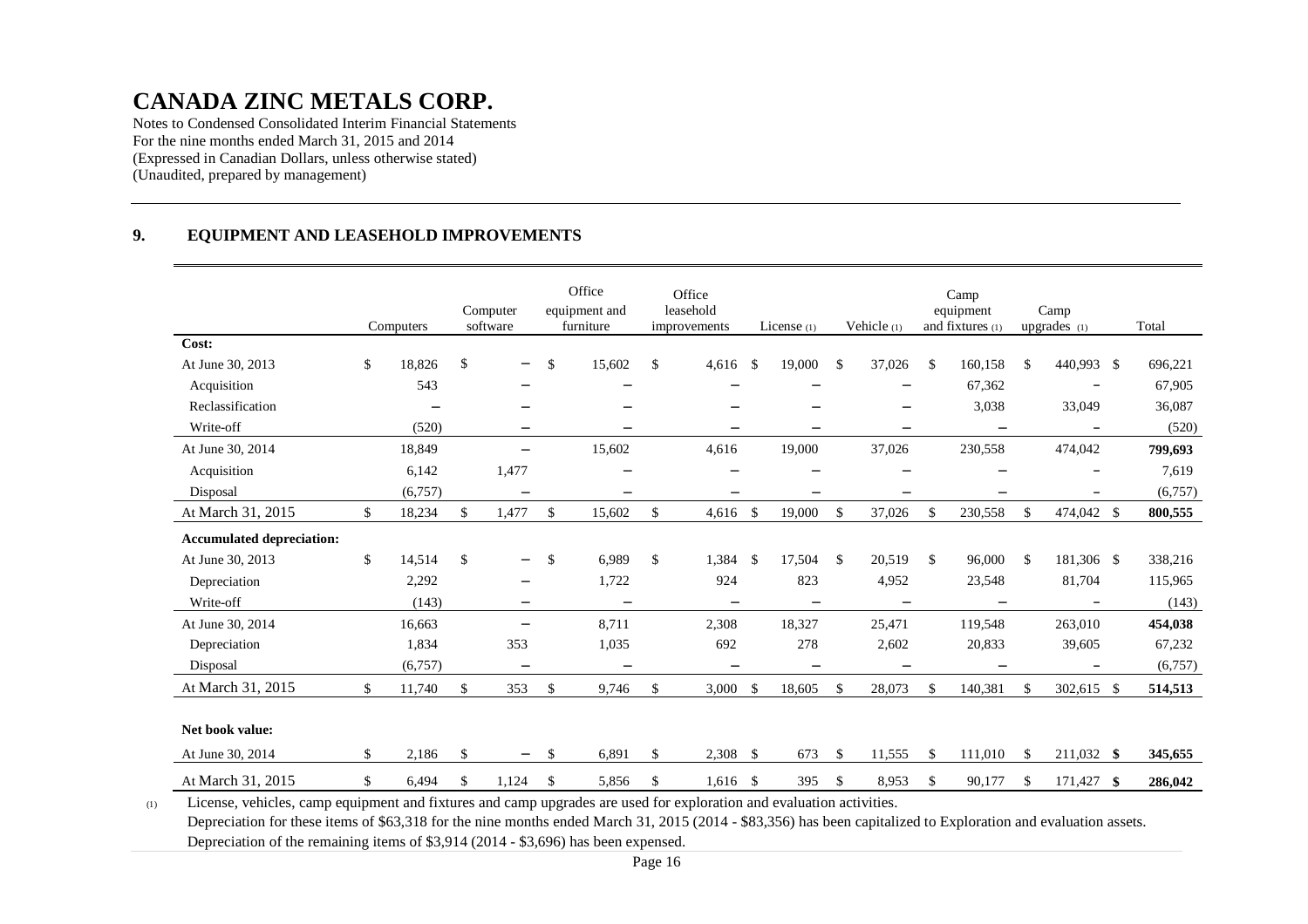# CANADA ZINC METALS CORP.

Notes to Condensed Consolidated Interim Financial Statements
For the nine months ended March 31, 2015 and 2014
(Expressed in Canadian Dollars, unless otherwise stated)
(Unaudited, prepared by management)

## 9. EQUIPMENT AND LEASEHOLD IMPROVEMENTS

| | Computers | Computer software | Office equipment and furniture | Office leasehold improvements | License (1) | Vehicle (1) | Camp equipment and fixtures (1) | Camp upgrades (1) | Total |
|---|---|---|---|---|---|---|---|---|---|
| **Cost:** | | | | | | | | | |
| At June 30, 2013 | $ 18,826 | $ – | $ 15,602 | $ 4,616 | $ 19,000 | $ 37,026 | $ 160,158 | $ 440,993 | $ 696,221 |
| Acquisition | 543 | – | – | – | – | – | 67,362 | – | 67,905 |
| Reclassification | – | – | – | – | – | – | 3,038 | 33,049 | 36,087 |
| Write-off | (520) | – | – | – | – | – | – | – | (520) |
| At June 30, 2014 | 18,849 | – | 15,602 | 4,616 | 19,000 | 37,026 | 230,558 | 474,042 | **799,693** |
| Acquisition | 6,142 | 1,477 | – | – | – | – | – | – | 7,619 |
| Disposal | (6,757) | – | – | – | – | – | – | – | (6,757) |
| At March 31, 2015 | $ 18,234 | $ 1,477 | $ 15,602 | $ 4,616 | $ 19,000 | $ 37,026 | $ 230,558 | $ 474,042 | $ **800,555** |
| **Accumulated depreciation:** | | | | | | | | | |
| At June 30, 2013 | $ 14,514 | $ – | $ 6,989 | $ 1,384 | $ 17,504 | $ 20,519 | $ 96,000 | $ 181,306 | $ 338,216 |
| Depreciation | 2,292 | – | 1,722 | 924 | 823 | 4,952 | 23,548 | 81,704 | 115,965 |
| Write-off | (143) | – | – | – | – | – | – | – | (143) |
| At June 30, 2014 | 16,663 | – | 8,711 | 2,308 | 18,327 | 25,471 | 119,548 | 263,010 | **454,038** |
| Depreciation | 1,834 | 353 | 1,035 | 692 | 278 | 2,602 | 20,833 | 39,605 | 67,232 |
| Disposal | (6,757) | – | – | – | – | – | – | – | (6,757) |
| At March 31, 2015 | $ 11,740 | $ 353 | $ 9,746 | $ 3,000 | $ 18,605 | $ 28,073 | $ 140,381 | $ 302,615 | $ **514,513** |
| **Net book value:** | | | | | | | | | |
| At June 30, 2014 | $ 2,186 | $ – | $ 6,891 | $ 2,308 | $ 673 | $ 11,555 | $ 111,010 | $ 211,032 | **$ 345,655** |
| At March 31, 2015 | $ 6,494 | $ 1,124 | $ 5,856 | $ 1,616 | $ 395 | $ 8,953 | $ 90,177 | $ 171,427 | **$ 286,042** |

(1) License, vehicles, camp equipment and fixtures and camp upgrades are used for exploration and evaluation activities.
Depreciation for these items of $63,318 for the nine months ended March 31, 2015 (2014 - $83,356) has been capitalized to Exploration and evaluation assets.
Depreciation of the remaining items of $3,914 (2014 - $3,696) has been expensed.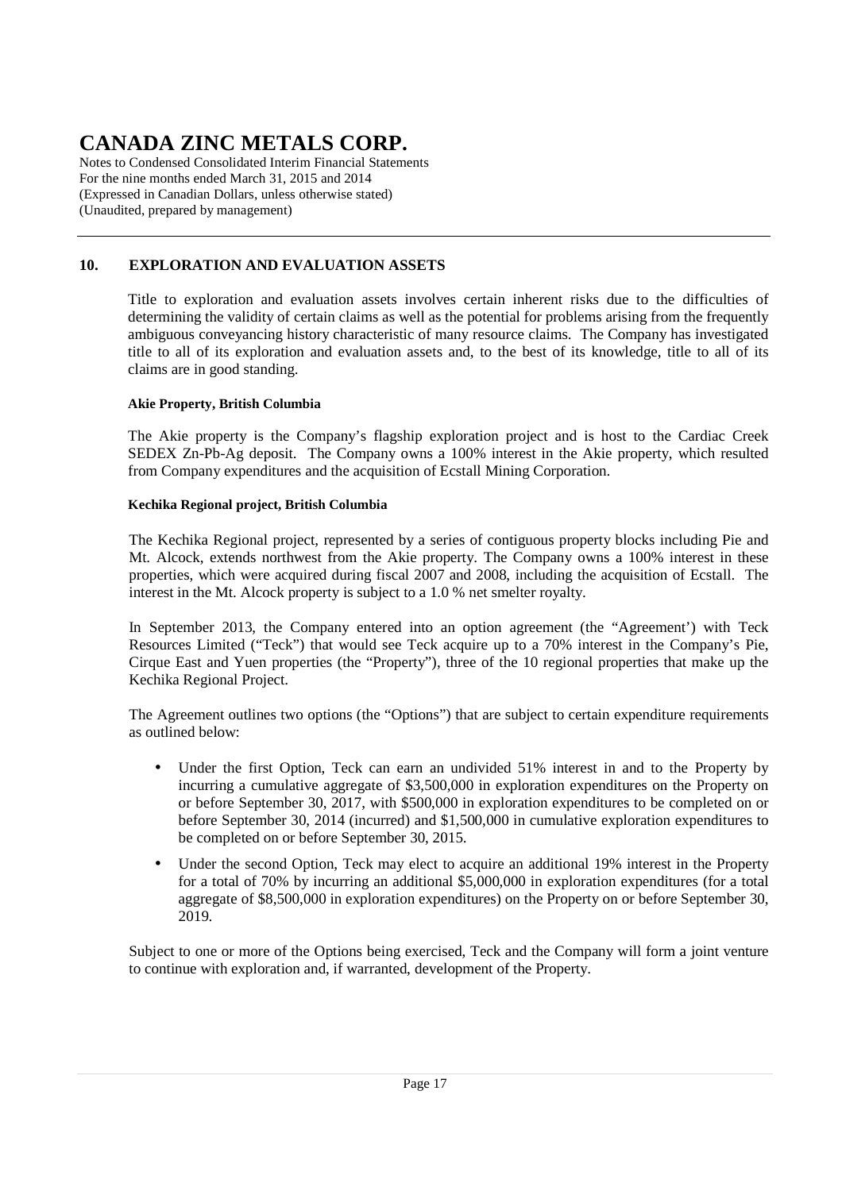## 10. EXPLORATION AND EVALUATION ASSETS

Title to exploration and evaluation assets involves certain inherent risks due to the difficulties of determining the validity of certain claims as well as the potential for problems arising from the frequently ambiguous conveyancing history characteristic of many resource claims. The Company has investigated title to all of its exploration and evaluation assets and, to the best of its knowledge, title to all of its claims are in good standing.

**Akie Property, British Columbia**

The Akie property is the Company's flagship exploration project and is host to the Cardiac Creek SEDEX Zn-Pb-Ag deposit. The Company owns a 100% interest in the Akie property, which resulted from Company expenditures and the acquisition of Ecstall Mining Corporation.

**Kechika Regional project, British Columbia**

The Kechika Regional project, represented by a series of contiguous property blocks including Pie and Mt. Alcock, extends northwest from the Akie property. The Company owns a 100% interest in these properties, which were acquired during fiscal 2007 and 2008, including the acquisition of Ecstall. The interest in the Mt. Alcock property is subject to a 1.0 % net smelter royalty.

In September 2013, the Company entered into an option agreement (the "Agreement') with Teck Resources Limited ("Teck") that would see Teck acquire up to a 70% interest in the Company's Pie, Cirque East and Yuen properties (the "Property"), three of the 10 regional properties that make up the Kechika Regional Project.

The Agreement outlines two options (the "Options") that are subject to certain expenditure requirements as outlined below:

- Under the first Option, Teck can earn an undivided 51% interest in and to the Property by incurring a cumulative aggregate of $3,500,000 in exploration expenditures on the Property on or before September 30, 2017, with $500,000 in exploration expenditures to be completed on or before September 30, 2014 (incurred) and $1,500,000 in cumulative exploration expenditures to be completed on or before September 30, 2015.
- Under the second Option, Teck may elect to acquire an additional 19% interest in the Property for a total of 70% by incurring an additional $5,000,000 in exploration expenditures (for a total aggregate of $8,500,000 in exploration expenditures) on the Property on or before September 30, 2019.

Subject to one or more of the Options being exercised, Teck and the Company will form a joint venture to continue with exploration and, if warranted, development of the Property.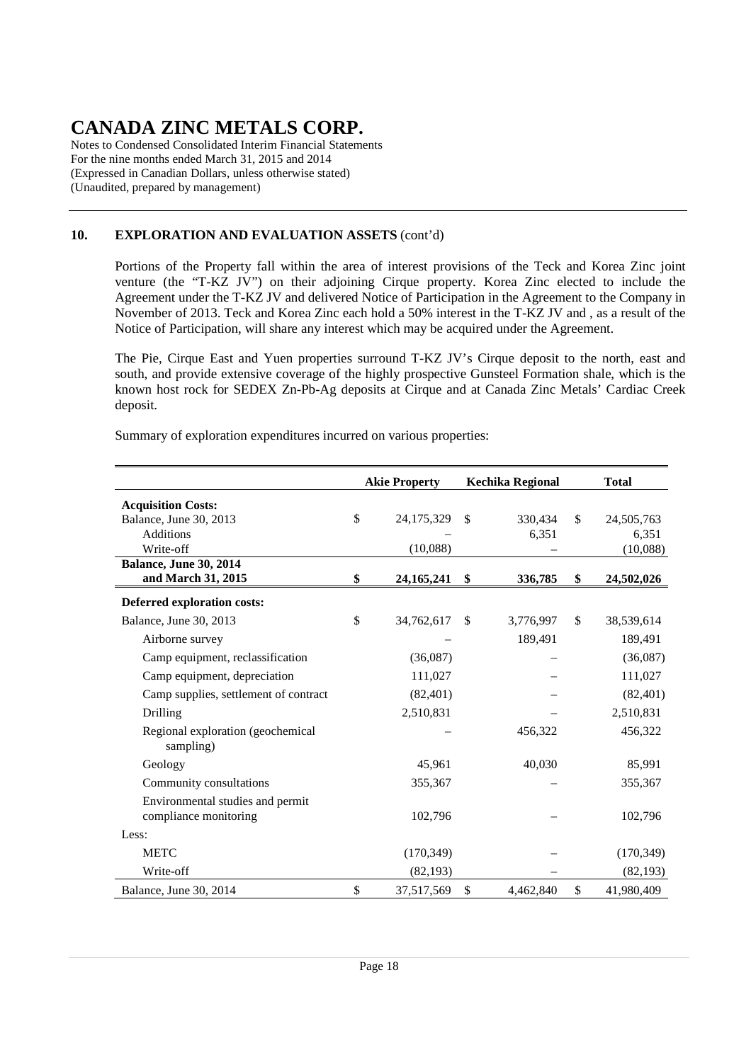# CANADA ZINC METALS CORP.

Notes to Condensed Consolidated Interim Financial Statements
For the nine months ended March 31, 2015 and 2014
(Expressed in Canadian Dollars, unless otherwise stated)
(Unaudited, prepared by management)

## 10. EXPLORATION AND EVALUATION ASSETS (cont'd)

Portions of the Property fall within the area of interest provisions of the Teck and Korea Zinc joint venture (the "T-KZ JV") on their adjoining Cirque property. Korea Zinc elected to include the Agreement under the T-KZ JV and delivered Notice of Participation in the Agreement to the Company in November of 2013. Teck and Korea Zinc each hold a 50% interest in the T-KZ JV and , as a result of the Notice of Participation, will share any interest which may be acquired under the Agreement.

The Pie, Cirque East and Yuen properties surround T-KZ JV's Cirque deposit to the north, east and south, and provide extensive coverage of the highly prospective Gunsteel Formation shale, which is the known host rock for SEDEX Zn-Pb-Ag deposits at Cirque and at Canada Zinc Metals' Cardiac Creek deposit.

Summary of exploration expenditures incurred on various properties:

| | Akie Property | Kechika Regional | Total |
|---|---|---|---|
| **Acquisition Costs:** | | | |
| Balance, June 30, 2013 | $ 24,175,329 | $ 330,434 | $ 24,505,763 |
| Additions | – | 6,351 | 6,351 |
| Write-off | (10,088) | – | (10,088) |
| **Balance, June 30, 2014 and March 31, 2015** | **$ 24,165,241** | **$ 336,785** | **$ 24,502,026** |
| **Deferred exploration costs:** | | | |
| Balance, June 30, 2013 | $ 34,762,617 | $ 3,776,997 | $ 38,539,614 |
| Airborne survey | – | 189,491 | 189,491 |
| Camp equipment, reclassification | (36,087) | – | (36,087) |
| Camp equipment, depreciation | 111,027 | – | 111,027 |
| Camp supplies, settlement of contract | (82,401) | – | (82,401) |
| Drilling | 2,510,831 | – | 2,510,831 |
| Regional exploration (geochemical sampling) | – | 456,322 | 456,322 |
| Geology | 45,961 | 40,030 | 85,991 |
| Community consultations | 355,367 | – | 355,367 |
| Environmental studies and permit compliance monitoring | 102,796 | – | 102,796 |
| Less: | | | |
| METC | (170,349) | – | (170,349) |
| Write-off | (82,193) | – | (82,193) |
| Balance, June 30, 2014 | $ 37,517,569 | $ 4,462,840 | $ 41,980,409 |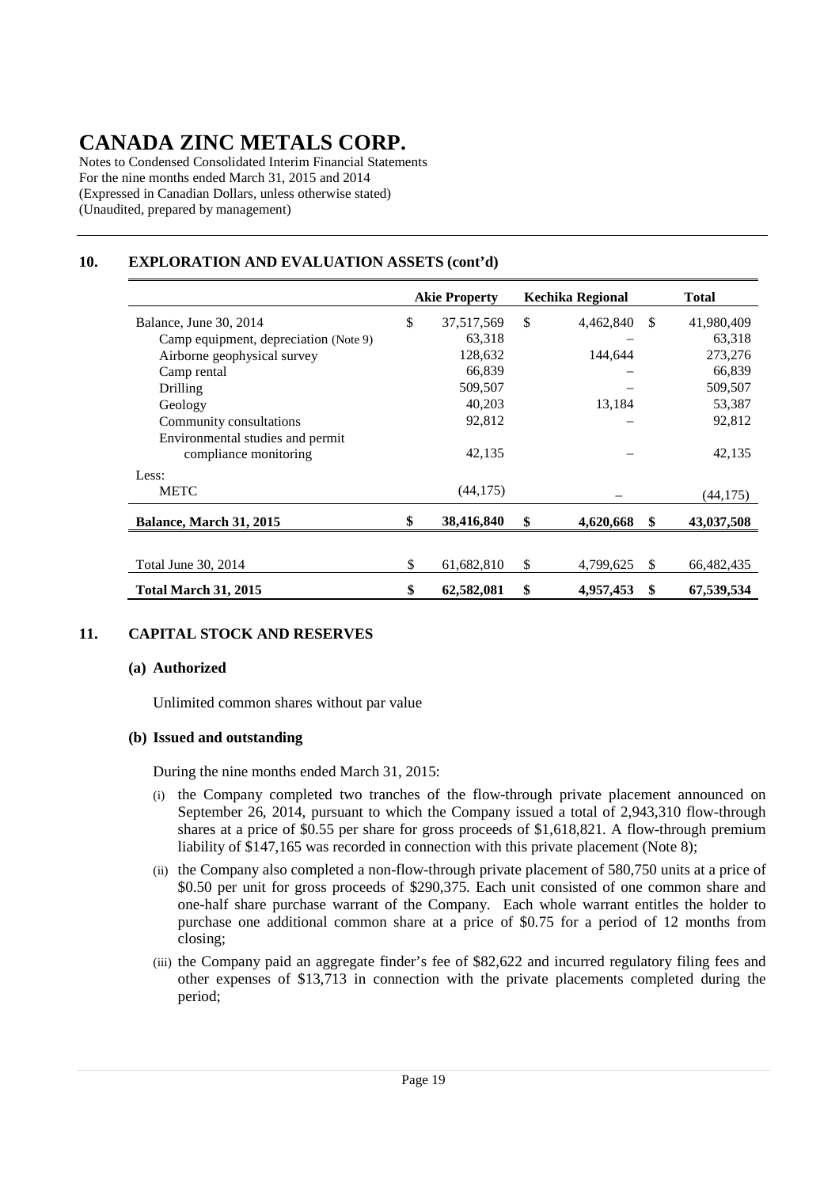# CANADA ZINC METALS CORP.

Notes to Condensed Consolidated Interim Financial Statements
For the nine months ended March 31, 2015 and 2014
(Expressed in Canadian Dollars, unless otherwise stated)
(Unaudited, prepared by management)

## 10. EXPLORATION AND EVALUATION ASSETS (cont'd)

| | Akie Property | Kechika Regional | Total |
|---|---|---|---|
| Balance, June 30, 2014 | $ 37,517,569 | $ 4,462,840 | $ 41,980,409 |
| Camp equipment, depreciation (Note 9) | 63,318 | – | 63,318 |
| Airborne geophysical survey | 128,632 | 144,644 | 273,276 |
| Camp rental | 66,839 | – | 66,839 |
| Drilling | 509,507 | – | 509,507 |
| Geology | 40,203 | 13,184 | 53,387 |
| Community consultations | 92,812 | – | 92,812 |
| Environmental studies and permit compliance monitoring | 42,135 | – | 42,135 |
| Less: | | | |
| METC | (44,175) | – | (44,175) |
| **Balance, March 31, 2015** | **$ 38,416,840** | **$ 4,620,668** | **$ 43,037,508** |
| | | | |
| Total June 30, 2014 | $ 61,682,810 | $ 4,799,625 | $ 66,482,435 |
| **Total March 31, 2015** | **$ 62,582,081** | **$ 4,957,453** | **$ 67,539,534** |

## 11. CAPITAL STOCK AND RESERVES

### (a) Authorized

Unlimited common shares without par value

### (b) Issued and outstanding

During the nine months ended March 31, 2015:

(i) the Company completed two tranches of the flow-through private placement announced on September 26, 2014, pursuant to which the Company issued a total of 2,943,310 flow-through shares at a price of $0.55 per share for gross proceeds of $1,618,821. A flow-through premium liability of $147,165 was recorded in connection with this private placement (Note 8);

(ii) the Company also completed a non-flow-through private placement of 580,750 units at a price of $0.50 per unit for gross proceeds of $290,375. Each unit consisted of one common share and one-half share purchase warrant of the Company. Each whole warrant entitles the holder to purchase one additional common share at a price of $0.75 for a period of 12 months from closing;

(iii) the Company paid an aggregate finder's fee of $82,622 and incurred regulatory filing fees and other expenses of $13,713 in connection with the private placements completed during the period;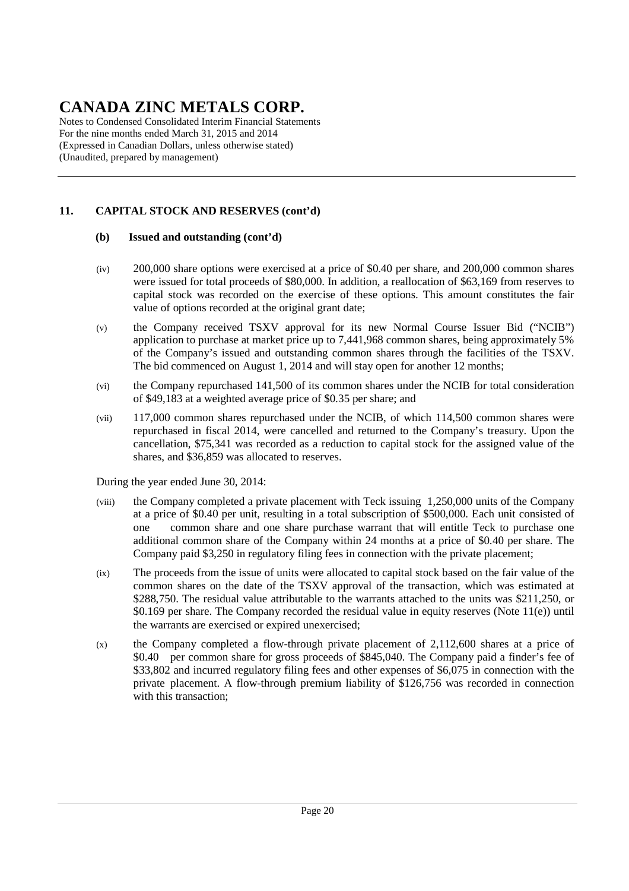# CANADA ZINC METALS CORP.

Notes to Condensed Consolidated Interim Financial Statements
For the nine months ended March 31, 2015 and 2014
(Expressed in Canadian Dollars, unless otherwise stated)
(Unaudited, prepared by management)

## 11. CAPITAL STOCK AND RESERVES (cont'd)

### (b) Issued and outstanding (cont'd)

(iv) 200,000 share options were exercised at a price of $0.40 per share, and 200,000 common shares were issued for total proceeds of $80,000. In addition, a reallocation of $63,169 from reserves to capital stock was recorded on the exercise of these options. This amount constitutes the fair value of options recorded at the original grant date;

(v) the Company received TSXV approval for its new Normal Course Issuer Bid ("NCIB") application to purchase at market price up to 7,441,968 common shares, being approximately 5% of the Company's issued and outstanding common shares through the facilities of the TSXV. The bid commenced on August 1, 2014 and will stay open for another 12 months;

(vi) the Company repurchased 141,500 of its common shares under the NCIB for total consideration of $49,183 at a weighted average price of $0.35 per share; and

(vii) 117,000 common shares repurchased under the NCIB, of which 114,500 common shares were repurchased in fiscal 2014, were cancelled and returned to the Company's treasury. Upon the cancellation, $75,341 was recorded as a reduction to capital stock for the assigned value of the shares, and $36,859 was allocated to reserves.

During the year ended June 30, 2014:

(viii) the Company completed a private placement with Teck issuing 1,250,000 units of the Company at a price of $0.40 per unit, resulting in a total subscription of $500,000. Each unit consisted of one common share and one share purchase warrant that will entitle Teck to purchase one additional common share of the Company within 24 months at a price of $0.40 per share. The Company paid $3,250 in regulatory filing fees in connection with the private placement;

(ix) The proceeds from the issue of units were allocated to capital stock based on the fair value of the common shares on the date of the TSXV approval of the transaction, which was estimated at $288,750. The residual value attributable to the warrants attached to the units was $211,250, or $0.169 per share. The Company recorded the residual value in equity reserves (Note 11(e)) until the warrants are exercised or expired unexercised;

(x) the Company completed a flow-through private placement of 2,112,600 shares at a price of $0.40 per common share for gross proceeds of $845,040. The Company paid a finder's fee of $33,802 and incurred regulatory filing fees and other expenses of $6,075 in connection with the private placement. A flow-through premium liability of $126,756 was recorded in connection with this transaction;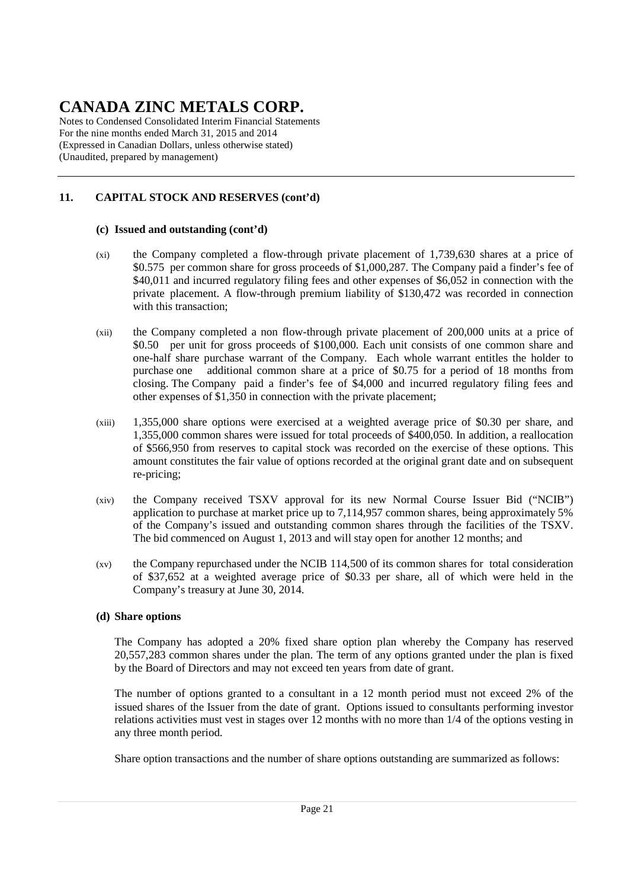# CANADA ZINC METALS CORP.

Notes to Condensed Consolidated Interim Financial Statements
For the nine months ended March 31, 2015 and 2014
(Expressed in Canadian Dollars, unless otherwise stated)
(Unaudited, prepared by management)

## 11. CAPITAL STOCK AND RESERVES (cont'd)

### (c) Issued and outstanding (cont'd)

(xi) the Company completed a flow-through private placement of 1,739,630 shares at a price of \$0.575 per common share for gross proceeds of \$1,000,287. The Company paid a finder's fee of \$40,011 and incurred regulatory filing fees and other expenses of \$6,052 in connection with the private placement. A flow-through premium liability of \$130,472 was recorded in connection with this transaction;

(xii) the Company completed a non flow-through private placement of 200,000 units at a price of \$0.50 per unit for gross proceeds of \$100,000. Each unit consists of one common share and one-half share purchase warrant of the Company. Each whole warrant entitles the holder to purchase one additional common share at a price of \$0.75 for a period of 18 months from closing. The Company paid a finder's fee of \$4,000 and incurred regulatory filing fees and other expenses of \$1,350 in connection with the private placement;

(xiii) 1,355,000 share options were exercised at a weighted average price of \$0.30 per share, and 1,355,000 common shares were issued for total proceeds of \$400,050. In addition, a reallocation of \$566,950 from reserves to capital stock was recorded on the exercise of these options. This amount constitutes the fair value of options recorded at the original grant date and on subsequent re-pricing;

(xiv) the Company received TSXV approval for its new Normal Course Issuer Bid ("NCIB") application to purchase at market price up to 7,114,957 common shares, being approximately 5% of the Company's issued and outstanding common shares through the facilities of the TSXV. The bid commenced on August 1, 2013 and will stay open for another 12 months; and

(xv) the Company repurchased under the NCIB 114,500 of its common shares for total consideration of \$37,652 at a weighted average price of \$0.33 per share, all of which were held in the Company's treasury at June 30, 2014.

### (d) Share options

The Company has adopted a 20% fixed share option plan whereby the Company has reserved 20,557,283 common shares under the plan. The term of any options granted under the plan is fixed by the Board of Directors and may not exceed ten years from date of grant.

The number of options granted to a consultant in a 12 month period must not exceed 2% of the issued shares of the Issuer from the date of grant. Options issued to consultants performing investor relations activities must vest in stages over 12 months with no more than 1/4 of the options vesting in any three month period.

Share option transactions and the number of share options outstanding are summarized as follows: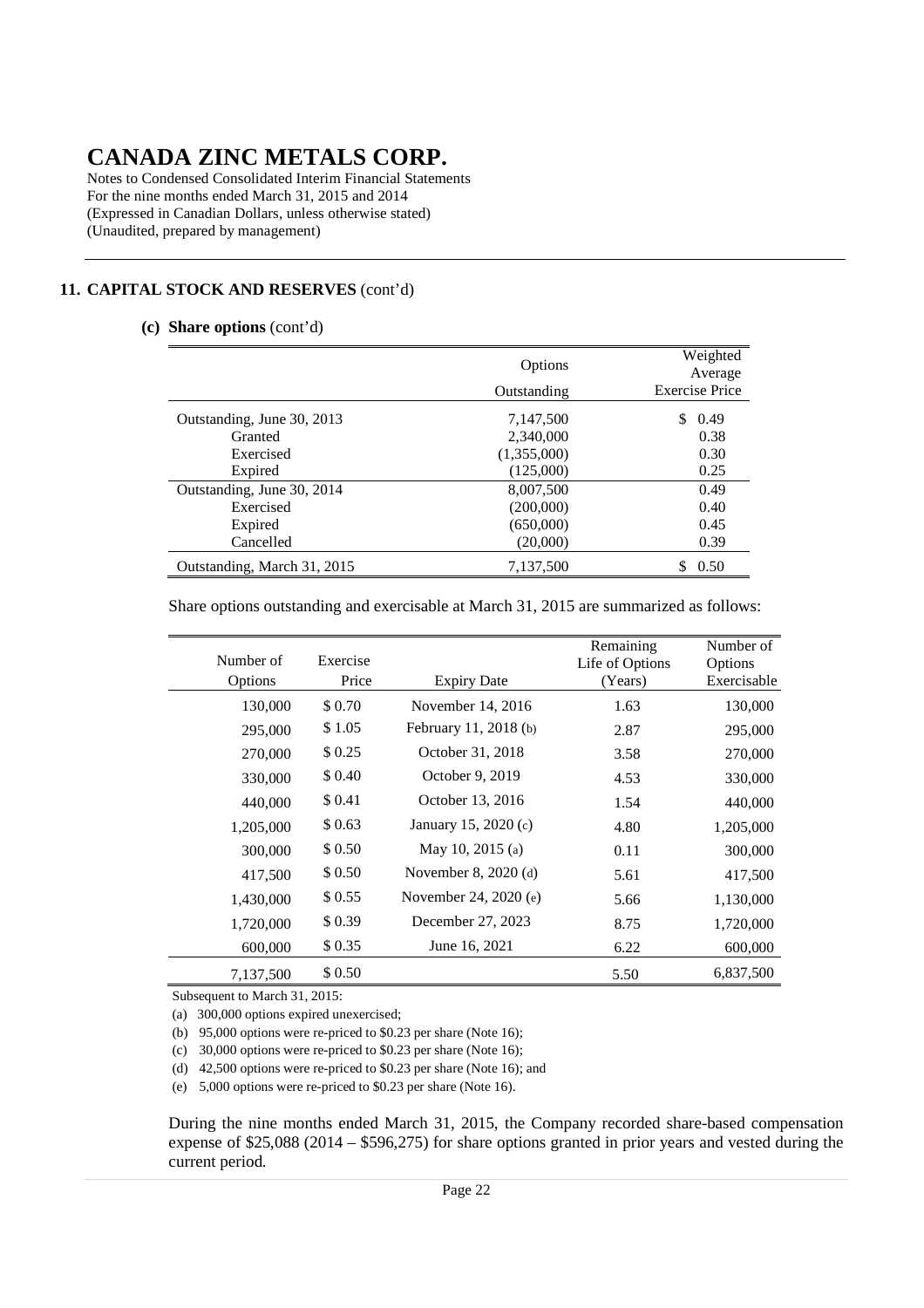# CANADA ZINC METALS CORP.

Notes to Condensed Consolidated Interim Financial Statements
For the nine months ended March 31, 2015 and 2014
(Expressed in Canadian Dollars, unless otherwise stated)
(Unaudited, prepared by management)

## 11. CAPITAL STOCK AND RESERVES (cont'd)

### (c) Share options (cont'd)

| | Options Outstanding | Weighted Average Exercise Price |
|---|---|---|
| Outstanding, June 30, 2013 | 7,147,500 | $ 0.49 |
| Granted | 2,340,000 | 0.38 |
| Exercised | (1,355,000) | 0.30 |
| Expired | (125,000) | 0.25 |
| Outstanding, June 30, 2014 | 8,007,500 | 0.49 |
| Exercised | (200,000) | 0.40 |
| Expired | (650,000) | 0.45 |
| Cancelled | (20,000) | 0.39 |
| Outstanding, March 31, 2015 | 7,137,500 | $ 0.50 |

Share options outstanding and exercisable at March 31, 2015 are summarized as follows:

| Number of Options | Exercise Price | Expiry Date | Remaining Life of Options (Years) | Number of Options Exercisable |
|---|---|---|---|---|
| 130,000 | $ 0.70 | November 14, 2016 | 1.63 | 130,000 |
| 295,000 | $ 1.05 | February 11, 2018 (b) | 2.87 | 295,000 |
| 270,000 | $ 0.25 | October 31, 2018 | 3.58 | 270,000 |
| 330,000 | $ 0.40 | October 9, 2019 | 4.53 | 330,000 |
| 440,000 | $ 0.41 | October 13, 2016 | 1.54 | 440,000 |
| 1,205,000 | $ 0.63 | January 15, 2020 (c) | 4.80 | 1,205,000 |
| 300,000 | $ 0.50 | May 10, 2015 (a) | 0.11 | 300,000 |
| 417,500 | $ 0.50 | November 8, 2020 (d) | 5.61 | 417,500 |
| 1,430,000 | $ 0.55 | November 24, 2020 (e) | 5.66 | 1,130,000 |
| 1,720,000 | $ 0.39 | December 27, 2023 | 8.75 | 1,720,000 |
| 600,000 | $ 0.35 | June 16, 2021 | 6.22 | 600,000 |
| 7,137,500 | $ 0.50 | | 5.50 | 6,837,500 |

Subsequent to March 31, 2015:

(a) 300,000 options expired unexercised;

(b) 95,000 options were re-priced to $0.23 per share (Note 16);

(c) 30,000 options were re-priced to $0.23 per share (Note 16);

(d) 42,500 options were re-priced to $0.23 per share (Note 16); and

(e) 5,000 options were re-priced to $0.23 per share (Note 16).

During the nine months ended March 31, 2015, the Company recorded share-based compensation expense of $25,088 (2014 – $596,275) for share options granted in prior years and vested during the current period.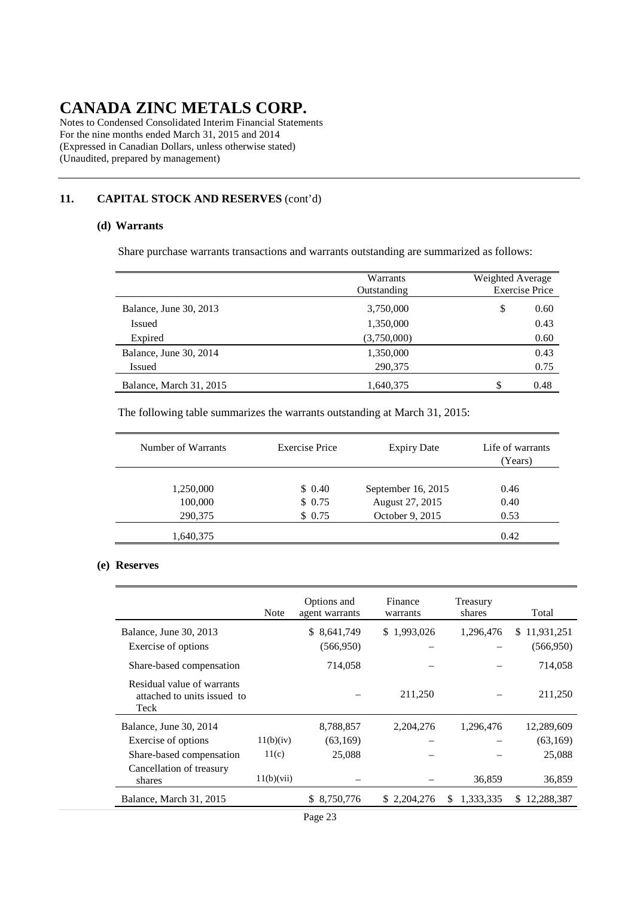# CANADA ZINC METALS CORP.

Notes to Condensed Consolidated Interim Financial Statements
For the nine months ended March 31, 2015 and 2014
(Expressed in Canadian Dollars, unless otherwise stated)
(Unaudited, prepared by management)

## 11. CAPITAL STOCK AND RESERVES (cont'd)

### (d) Warrants

Share purchase warrants transactions and warrants outstanding are summarized as follows:

| | Warrants Outstanding | Weighted Average Exercise Price |
|---|---|---|
| Balance, June 30, 2013 | 3,750,000 | $ 0.60 |
| Issued | 1,350,000 | 0.43 |
| Expired | (3,750,000) | 0.60 |
| Balance, June 30, 2014 | 1,350,000 | 0.43 |
| Issued | 290,375 | 0.75 |
| Balance, March 31, 2015 | 1,640,375 | $ 0.48 |

The following table summarizes the warrants outstanding at March 31, 2015:

| Number of Warrants | Exercise Price | Expiry Date | Life of warrants (Years) |
|---|---|---|---|
| 1,250,000 | $ 0.40 | September 16, 2015 | 0.46 |
| 100,000 | $ 0.75 | August 27, 2015 | 0.40 |
| 290,375 | $ 0.75 | October 9, 2015 | 0.53 |
| 1,640,375 | | | 0.42 |

### (e) Reserves

| | Note | Options and agent warrants | Finance warrants | Treasury shares | Total |
|---|---|---|---|---|---|
| Balance, June 30, 2013 | | $ 8,641,749 | $ 1,993,026 | 1,296,476 | $ 11,931,251 |
| Exercise of options | | (566,950) | – | – | (566,950) |
| Share-based compensation | | 714,058 | – | – | 714,058 |
| Residual value of warrants attached to units issued to Teck | | – | 211,250 | – | 211,250 |
| Balance, June 30, 2014 | | 8,788,857 | 2,204,276 | 1,296,476 | 12,289,609 |
| Exercise of options | 11(b)(iv) | (63,169) | – | – | (63,169) |
| Share-based compensation | 11(c) | 25,088 | – | – | 25,088 |
| Cancellation of treasury shares | 11(b)(vii) | – | – | 36,859 | 36,859 |
| Balance, March 31, 2015 | | $ 8,750,776 | $ 2,204,276 | $ 1,333,335 | $ 12,288,387 |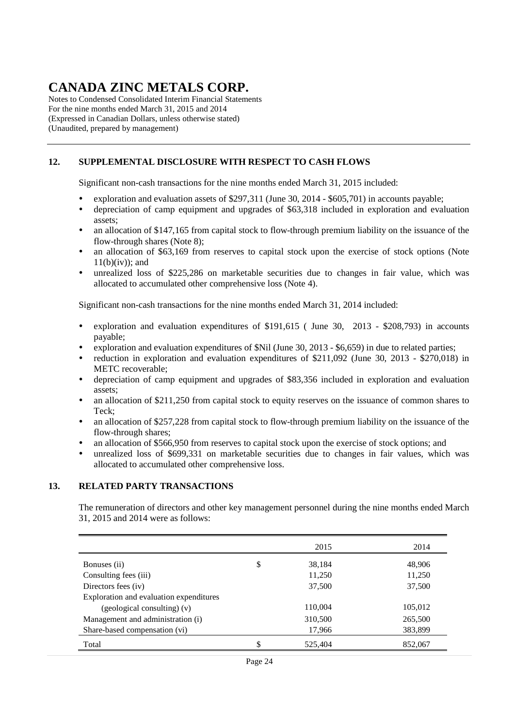# CANADA ZINC METALS CORP.

Notes to Condensed Consolidated Interim Financial Statements
For the nine months ended March 31, 2015 and 2014
(Expressed in Canadian Dollars, unless otherwise stated)
(Unaudited, prepared by management)

## 12. SUPPLEMENTAL DISCLOSURE WITH RESPECT TO CASH FLOWS

Significant non-cash transactions for the nine months ended March 31, 2015 included:

- exploration and evaluation assets of $297,311 (June 30, 2014 - $605,701) in accounts payable;
- depreciation of camp equipment and upgrades of $63,318 included in exploration and evaluation assets;
- an allocation of $147,165 from capital stock to flow-through premium liability on the issuance of the flow-through shares (Note 8);
- an allocation of $63,169 from reserves to capital stock upon the exercise of stock options (Note 11(b)(iv)); and
- unrealized loss of $225,286 on marketable securities due to changes in fair value, which was allocated to accumulated other comprehensive loss (Note 4).

Significant non-cash transactions for the nine months ended March 31, 2014 included:

- exploration and evaluation expenditures of $191,615 ( June 30, 2013 - $208,793) in accounts payable;
- exploration and evaluation expenditures of $Nil (June 30, 2013 - $6,659) in due to related parties;
- reduction in exploration and evaluation expenditures of $211,092 (June 30, 2013 - $270,018) in METC recoverable;
- depreciation of camp equipment and upgrades of $83,356 included in exploration and evaluation assets;
- an allocation of $211,250 from capital stock to equity reserves on the issuance of common shares to Teck;
- an allocation of $257,228 from capital stock to flow-through premium liability on the issuance of the flow-through shares;
- an allocation of $566,950 from reserves to capital stock upon the exercise of stock options; and
- unrealized loss of $699,331 on marketable securities due to changes in fair values, which was allocated to accumulated other comprehensive loss.

## 13. RELATED PARTY TRANSACTIONS

The remuneration of directors and other key management personnel during the nine months ended March 31, 2015 and 2014 were as follows:

| | | 2015 | 2014 |
|---|---|---|---|
| Bonuses (ii) | $ | 38,184 | 48,906 |
| Consulting fees (iii) | | 11,250 | 11,250 |
| Directors fees (iv) | | 37,500 | 37,500 |
| Exploration and evaluation expenditures (geological consulting) (v) | | 110,004 | 105,012 |
| Management and administration (i) | | 310,500 | 265,500 |
| Share-based compensation (vi) | | 17,966 | 383,899 |
| Total | $ | 525,404 | 852,067 |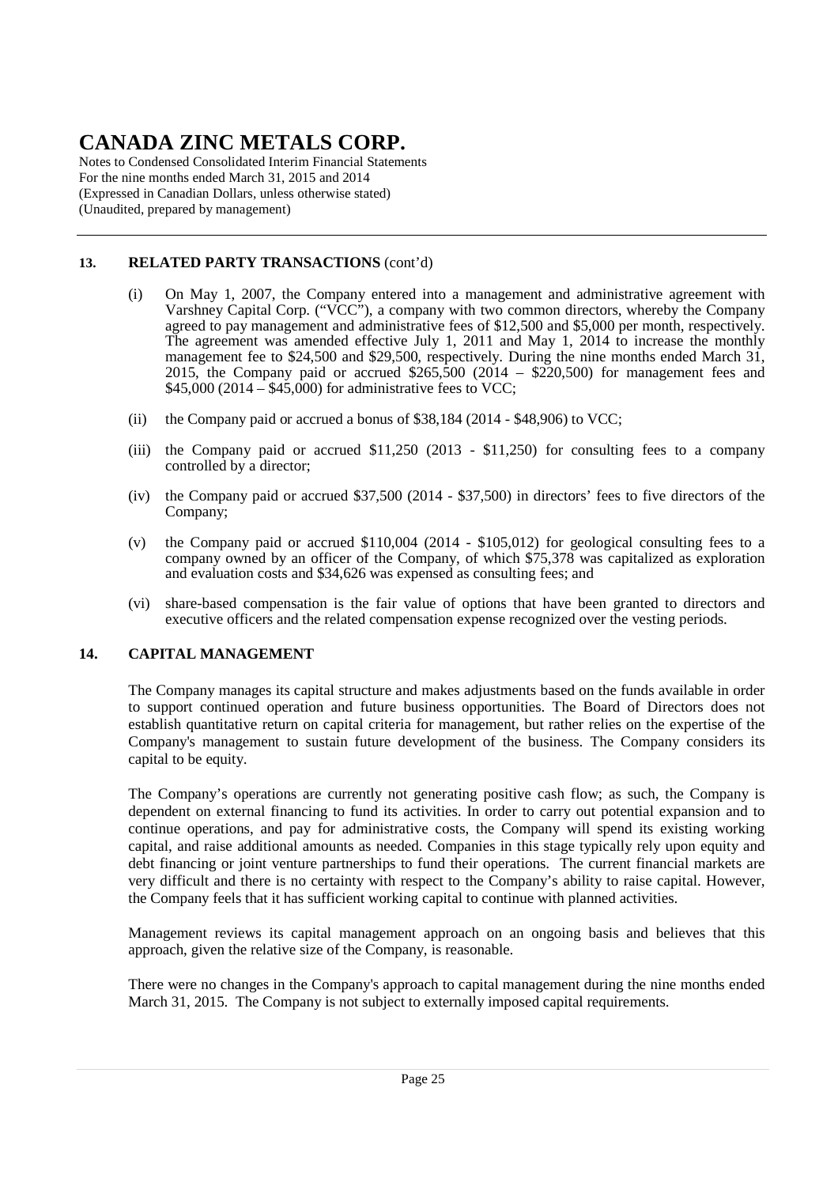# CANADA ZINC METALS CORP.

Notes to Condensed Consolidated Interim Financial Statements
For the nine months ended March 31, 2015 and 2014
(Expressed in Canadian Dollars, unless otherwise stated)
(Unaudited, prepared by management)

## 13. RELATED PARTY TRANSACTIONS (cont'd)

(i) On May 1, 2007, the Company entered into a management and administrative agreement with Varshney Capital Corp. ("VCC"), a company with two common directors, whereby the Company agreed to pay management and administrative fees of $12,500 and $5,000 per month, respectively. The agreement was amended effective July 1, 2011 and May 1, 2014 to increase the monthly management fee to $24,500 and $29,500, respectively. During the nine months ended March 31, 2015, the Company paid or accrued $265,500 (2014 – $220,500) for management fees and $45,000 (2014 – $45,000) for administrative fees to VCC;

(ii) the Company paid or accrued a bonus of $38,184 (2014 - $48,906) to VCC;

(iii) the Company paid or accrued $11,250 (2013 - $11,250) for consulting fees to a company controlled by a director;

(iv) the Company paid or accrued $37,500 (2014 - $37,500) in directors' fees to five directors of the Company;

(v) the Company paid or accrued $110,004 (2014 - $105,012) for geological consulting fees to a company owned by an officer of the Company, of which $75,378 was capitalized as exploration and evaluation costs and $34,626 was expensed as consulting fees; and

(vi) share-based compensation is the fair value of options that have been granted to directors and executive officers and the related compensation expense recognized over the vesting periods.

## 14. CAPITAL MANAGEMENT

The Company manages its capital structure and makes adjustments based on the funds available in order to support continued operation and future business opportunities. The Board of Directors does not establish quantitative return on capital criteria for management, but rather relies on the expertise of the Company's management to sustain future development of the business. The Company considers its capital to be equity.

The Company's operations are currently not generating positive cash flow; as such, the Company is dependent on external financing to fund its activities. In order to carry out potential expansion and to continue operations, and pay for administrative costs, the Company will spend its existing working capital, and raise additional amounts as needed. Companies in this stage typically rely upon equity and debt financing or joint venture partnerships to fund their operations. The current financial markets are very difficult and there is no certainty with respect to the Company's ability to raise capital. However, the Company feels that it has sufficient working capital to continue with planned activities.

Management reviews its capital management approach on an ongoing basis and believes that this approach, given the relative size of the Company, is reasonable.

There were no changes in the Company's approach to capital management during the nine months ended March 31, 2015. The Company is not subject to externally imposed capital requirements.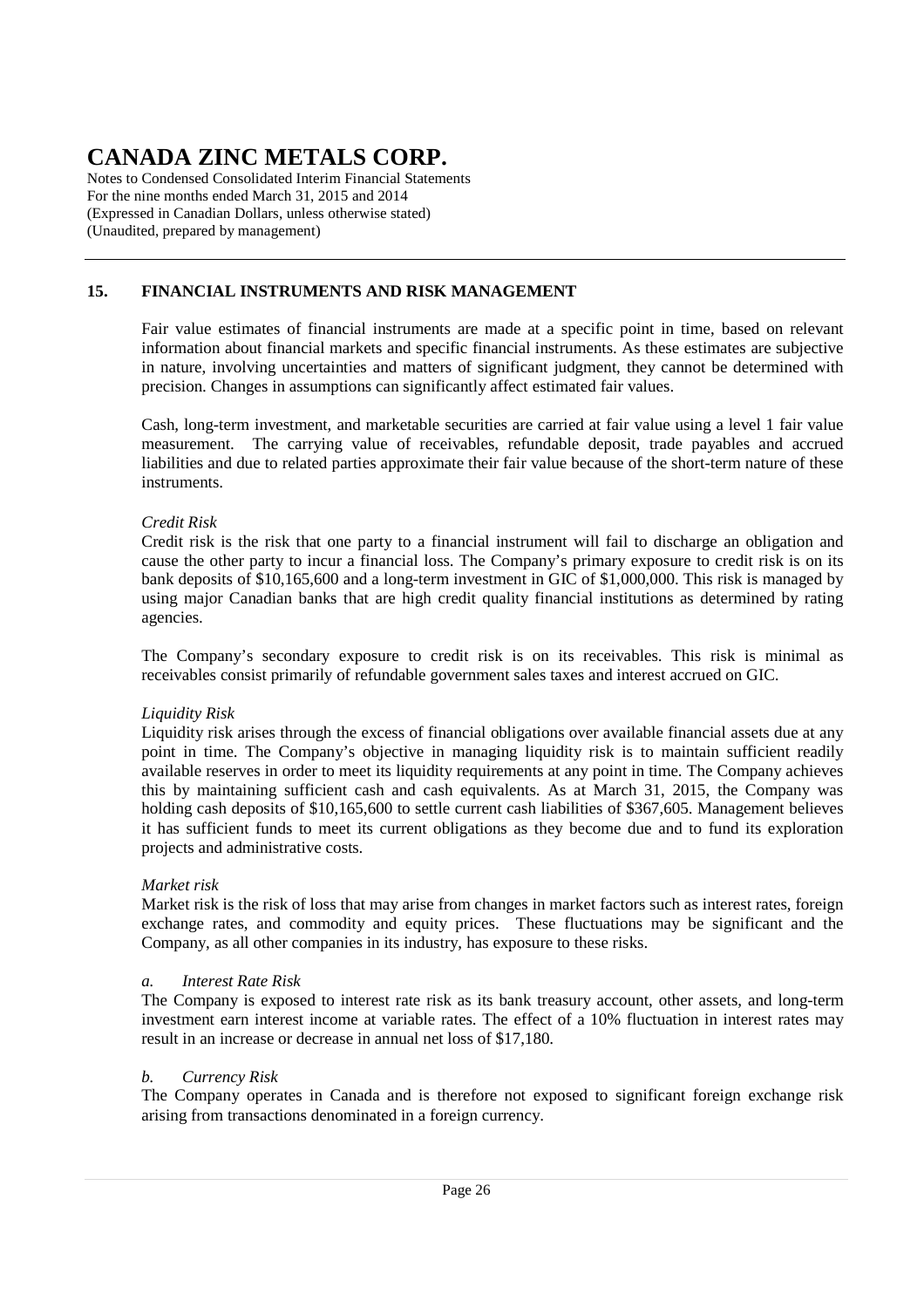## 15. FINANCIAL INSTRUMENTS AND RISK MANAGEMENT

Fair value estimates of financial instruments are made at a specific point in time, based on relevant information about financial markets and specific financial instruments. As these estimates are subjective in nature, involving uncertainties and matters of significant judgment, they cannot be determined with precision. Changes in assumptions can significantly affect estimated fair values.

Cash, long-term investment, and marketable securities are carried at fair value using a level 1 fair value measurement. The carrying value of receivables, refundable deposit, trade payables and accrued liabilities and due to related parties approximate their fair value because of the short-term nature of these instruments.

*Credit Risk*
Credit risk is the risk that one party to a financial instrument will fail to discharge an obligation and cause the other party to incur a financial loss. The Company's primary exposure to credit risk is on its bank deposits of $10,165,600 and a long-term investment in GIC of $1,000,000. This risk is managed by using major Canadian banks that are high credit quality financial institutions as determined by rating agencies.

The Company's secondary exposure to credit risk is on its receivables. This risk is minimal as receivables consist primarily of refundable government sales taxes and interest accrued on GIC.

*Liquidity Risk*
Liquidity risk arises through the excess of financial obligations over available financial assets due at any point in time. The Company's objective in managing liquidity risk is to maintain sufficient readily available reserves in order to meet its liquidity requirements at any point in time. The Company achieves this by maintaining sufficient cash and cash equivalents. As at March 31, 2015, the Company was holding cash deposits of $10,165,600 to settle current cash liabilities of $367,605. Management believes it has sufficient funds to meet its current obligations as they become due and to fund its exploration projects and administrative costs.

*Market risk*
Market risk is the risk of loss that may arise from changes in market factors such as interest rates, foreign exchange rates, and commodity and equity prices. These fluctuations may be significant and the Company, as all other companies in its industry, has exposure to these risks.

*a. Interest Rate Risk*
The Company is exposed to interest rate risk as its bank treasury account, other assets, and long-term investment earn interest income at variable rates. The effect of a 10% fluctuation in interest rates may result in an increase or decrease in annual net loss of $17,180.

*b. Currency Risk*
The Company operates in Canada and is therefore not exposed to significant foreign exchange risk arising from transactions denominated in a foreign currency.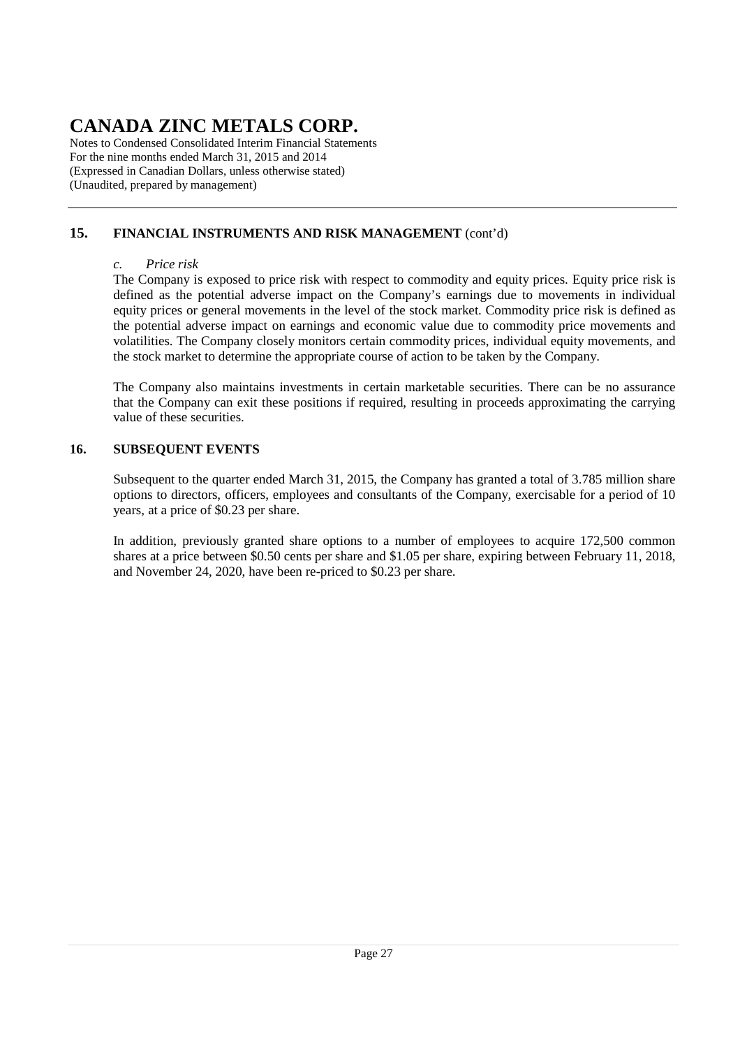# CANADA ZINC METALS CORP.

Notes to Condensed Consolidated Interim Financial Statements
For the nine months ended March 31, 2015 and 2014
(Expressed in Canadian Dollars, unless otherwise stated)
(Unaudited, prepared by management)

## 15. FINANCIAL INSTRUMENTS AND RISK MANAGEMENT (cont'd)

*c. Price risk*

The Company is exposed to price risk with respect to commodity and equity prices. Equity price risk is defined as the potential adverse impact on the Company's earnings due to movements in individual equity prices or general movements in the level of the stock market. Commodity price risk is defined as the potential adverse impact on earnings and economic value due to commodity price movements and volatilities. The Company closely monitors certain commodity prices, individual equity movements, and the stock market to determine the appropriate course of action to be taken by the Company.

The Company also maintains investments in certain marketable securities. There can be no assurance that the Company can exit these positions if required, resulting in proceeds approximating the carrying value of these securities.

## 16. SUBSEQUENT EVENTS

Subsequent to the quarter ended March 31, 2015, the Company has granted a total of 3.785 million share options to directors, officers, employees and consultants of the Company, exercisable for a period of 10 years, at a price of $0.23 per share.

In addition, previously granted share options to a number of employees to acquire 172,500 common shares at a price between $0.50 cents per share and $1.05 per share, expiring between February 11, 2018, and November 24, 2020, have been re-priced to $0.23 per share.